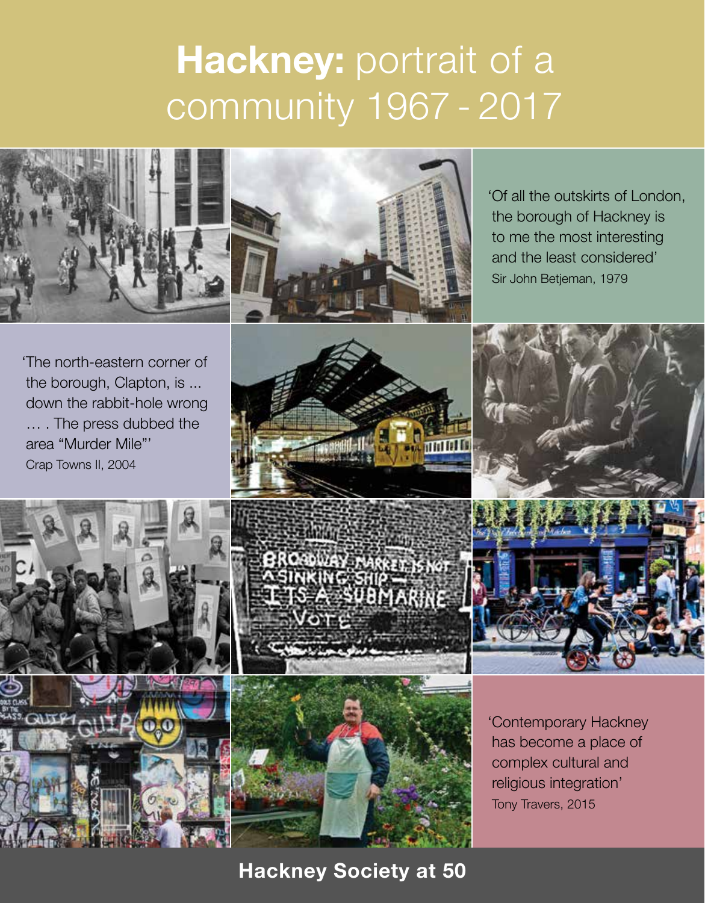# **Hackney:** portrait of a community 1967 - 2017

'Of all the outskirts of London, the borough of Hackney is to me the most interesting and the least considered'
Sir John Betjeman, 1979

'The north-eastern corner of the borough, Clapton, is ... down the rabbit-hole wrong … . The press dubbed the area "Murder Mile"'
Crap Towns II, 2004

'Contemporary Hackney has become a place of complex cultural and religious integration'
Tony Travers, 2015

**Hackney Society at 50**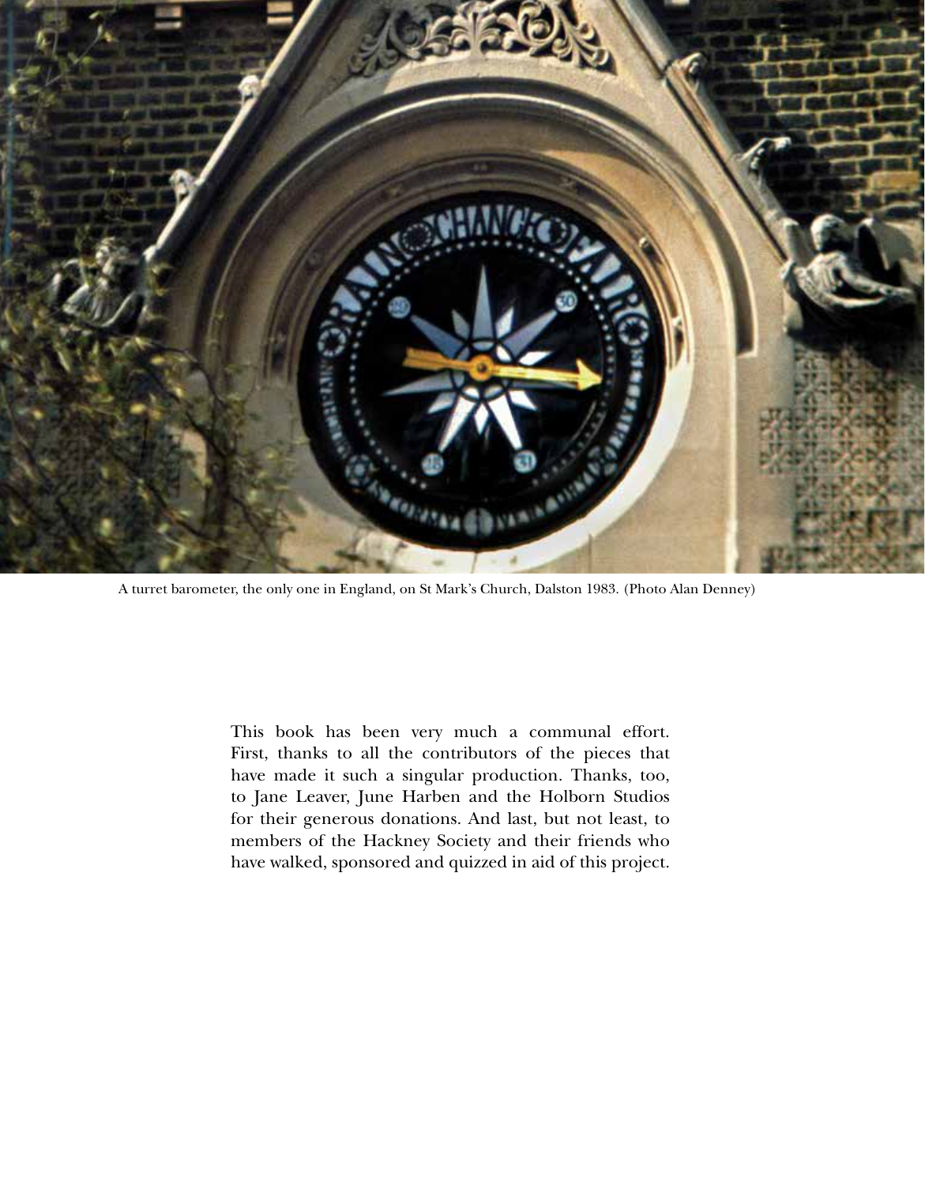A turret barometer, the only one in England, on St Mark's Church, Dalston 1983. (Photo Alan Denney)

This book has been very much a communal effort. First, thanks to all the contributors of the pieces that have made it such a singular production. Thanks, too, to Jane Leaver, June Harben and the Holborn Studios for their generous donations. And last, but not least, to members of the Hackney Society and their friends who have walked, sponsored and quizzed in aid of this project.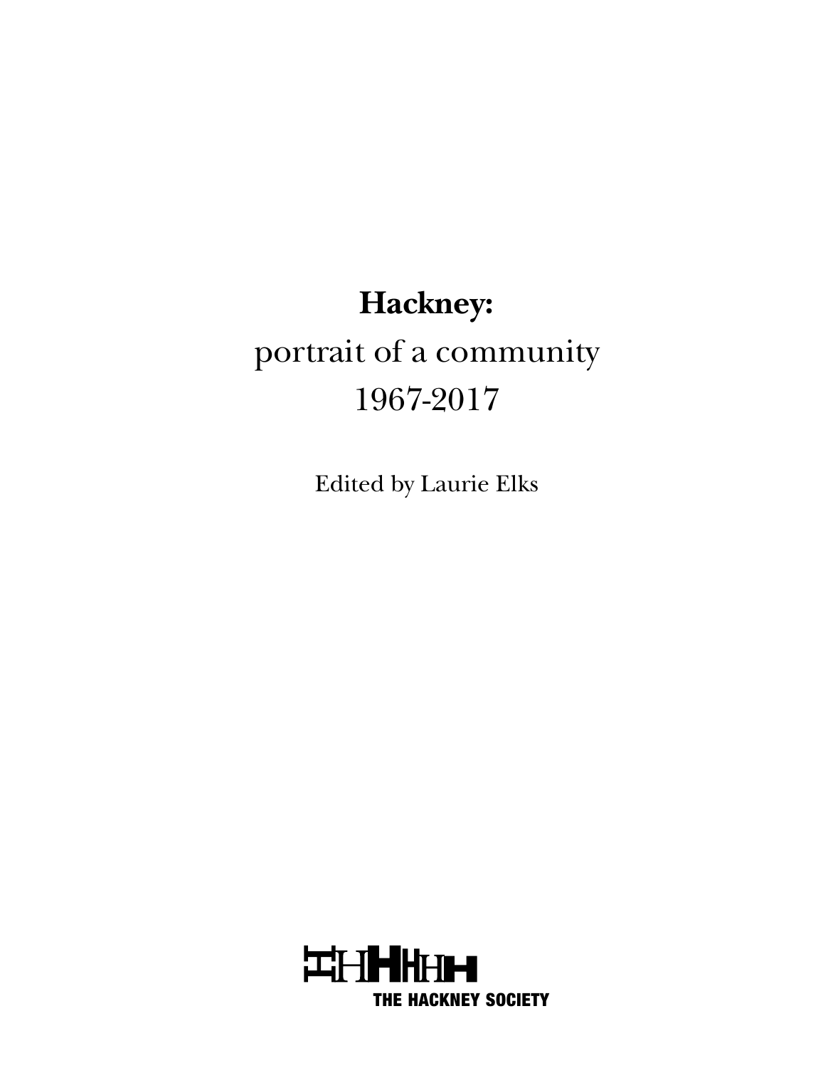# Hackney:

portrait of a community
1967-2017

Edited by Laurie Elks

THE HACKNEY SOCIETY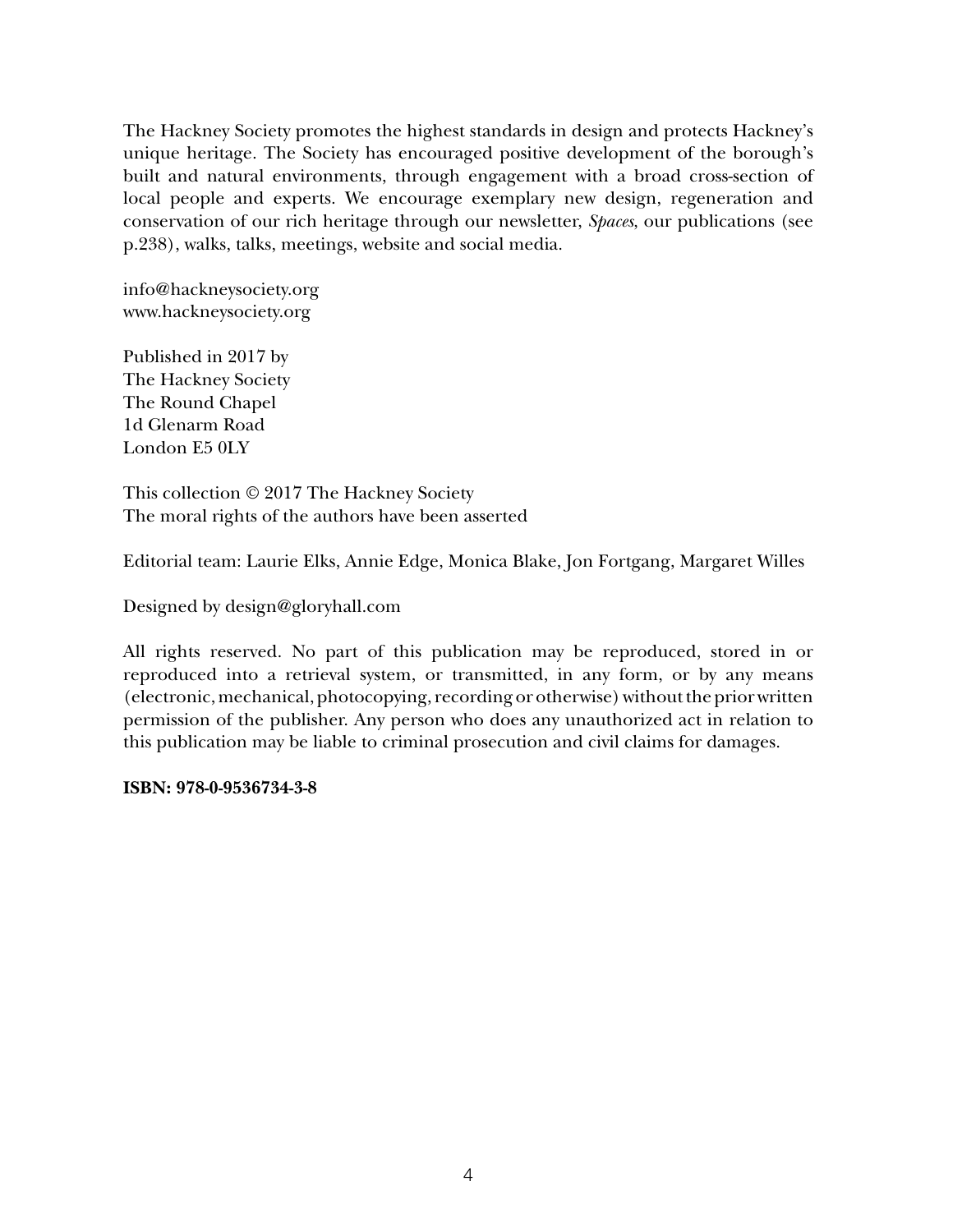The Hackney Society promotes the highest standards in design and protects Hackney's unique heritage. The Society has encouraged positive development of the borough's built and natural environments, through engagement with a broad cross-section of local people and experts. We encourage exemplary new design, regeneration and conservation of our rich heritage through our newsletter, *Spaces*, our publications (see p.238), walks, talks, meetings, website and social media.

info@hackneysociety.org
www.hackneysociety.org

Published in 2017 by
The Hackney Society
The Round Chapel
1d Glenarm Road
London E5 0LY

This collection © 2017 The Hackney Society
The moral rights of the authors have been asserted

Editorial team: Laurie Elks, Annie Edge, Monica Blake, Jon Fortgang, Margaret Willes

Designed by design@gloryhall.com

All rights reserved. No part of this publication may be reproduced, stored in or reproduced into a retrieval system, or transmitted, in any form, or by any means (electronic, mechanical, photocopying, recording or otherwise) without the prior written permission of the publisher. Any person who does any unauthorized act in relation to this publication may be liable to criminal prosecution and civil claims for damages.

**ISBN: 978-0-9536734-3-8**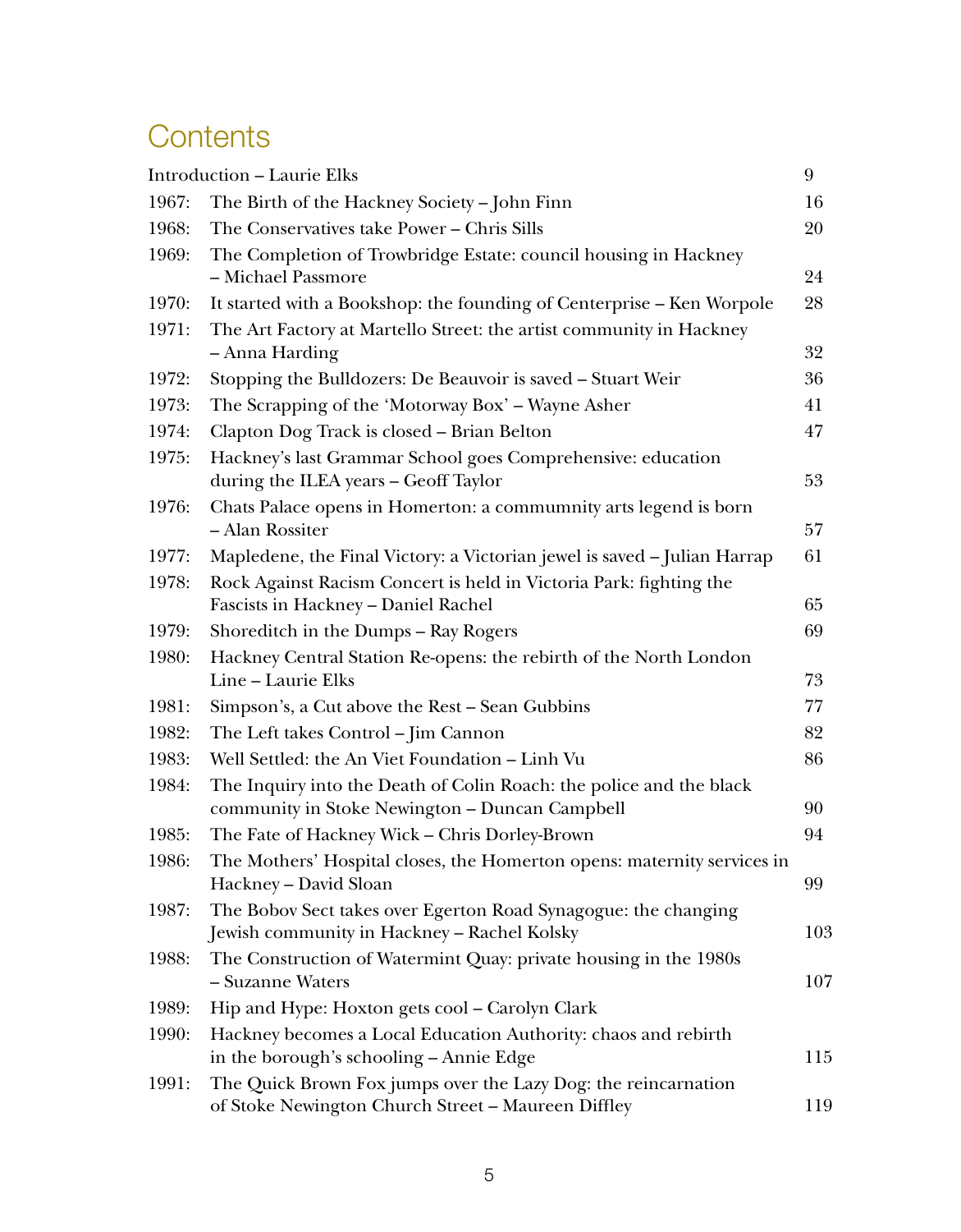# Contents

| | | |
|---|---|---|
| Introduction – Laurie Elks | | 9 |
| 1967: | The Birth of the Hackney Society – John Finn | 16 |
| 1968: | The Conservatives take Power – Chris Sills | 20 |
| 1969: | The Completion of Trowbridge Estate: council housing in Hackney – Michael Passmore | 24 |
| 1970: | It started with a Bookshop: the founding of Centerprise – Ken Worpole | 28 |
| 1971: | The Art Factory at Martello Street: the artist community in Hackney – Anna Harding | 32 |
| 1972: | Stopping the Bulldozers: De Beauvoir is saved – Stuart Weir | 36 |
| 1973: | The Scrapping of the 'Motorway Box' – Wayne Asher | 41 |
| 1974: | Clapton Dog Track is closed – Brian Belton | 47 |
| 1975: | Hackney's last Grammar School goes Comprehensive: education during the ILEA years – Geoff Taylor | 53 |
| 1976: | Chats Palace opens in Homerton: a commumnity arts legend is born – Alan Rossiter | 57 |
| 1977: | Mapledene, the Final Victory: a Victorian jewel is saved – Julian Harrap | 61 |
| 1978: | Rock Against Racism Concert is held in Victoria Park: fighting the Fascists in Hackney – Daniel Rachel | 65 |
| 1979: | Shoreditch in the Dumps – Ray Rogers | 69 |
| 1980: | Hackney Central Station Re-opens: the rebirth of the North London Line – Laurie Elks | 73 |
| 1981: | Simpson's, a Cut above the Rest – Sean Gubbins | 77 |
| 1982: | The Left takes Control – Jim Cannon | 82 |
| 1983: | Well Settled: the An Viet Foundation – Linh Vu | 86 |
| 1984: | The Inquiry into the Death of Colin Roach: the police and the black community in Stoke Newington – Duncan Campbell | 90 |
| 1985: | The Fate of Hackney Wick – Chris Dorley-Brown | 94 |
| 1986: | The Mothers' Hospital closes, the Homerton opens: maternity services in Hackney – David Sloan | 99 |
| 1987: | The Bobov Sect takes over Egerton Road Synagogue: the changing Jewish community in Hackney – Rachel Kolsky | 103 |
| 1988: | The Construction of Watermint Quay: private housing in the 1980s – Suzanne Waters | 107 |
| 1989: | Hip and Hype: Hoxton gets cool – Carolyn Clark | |
| 1990: | Hackney becomes a Local Education Authority: chaos and rebirth in the borough's schooling – Annie Edge | 115 |
| 1991: | The Quick Brown Fox jumps over the Lazy Dog: the reincarnation of Stoke Newington Church Street – Maureen Diffley | 119 |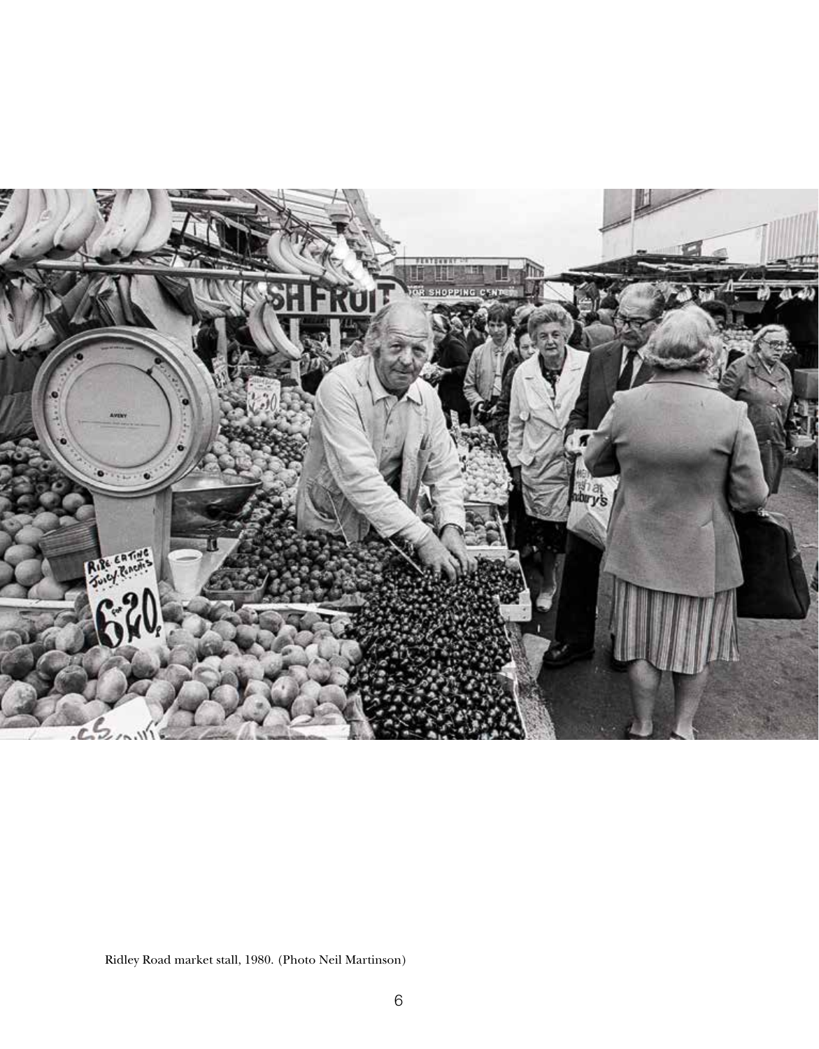Ridley Road market stall, 1980. (Photo Neil Martinson)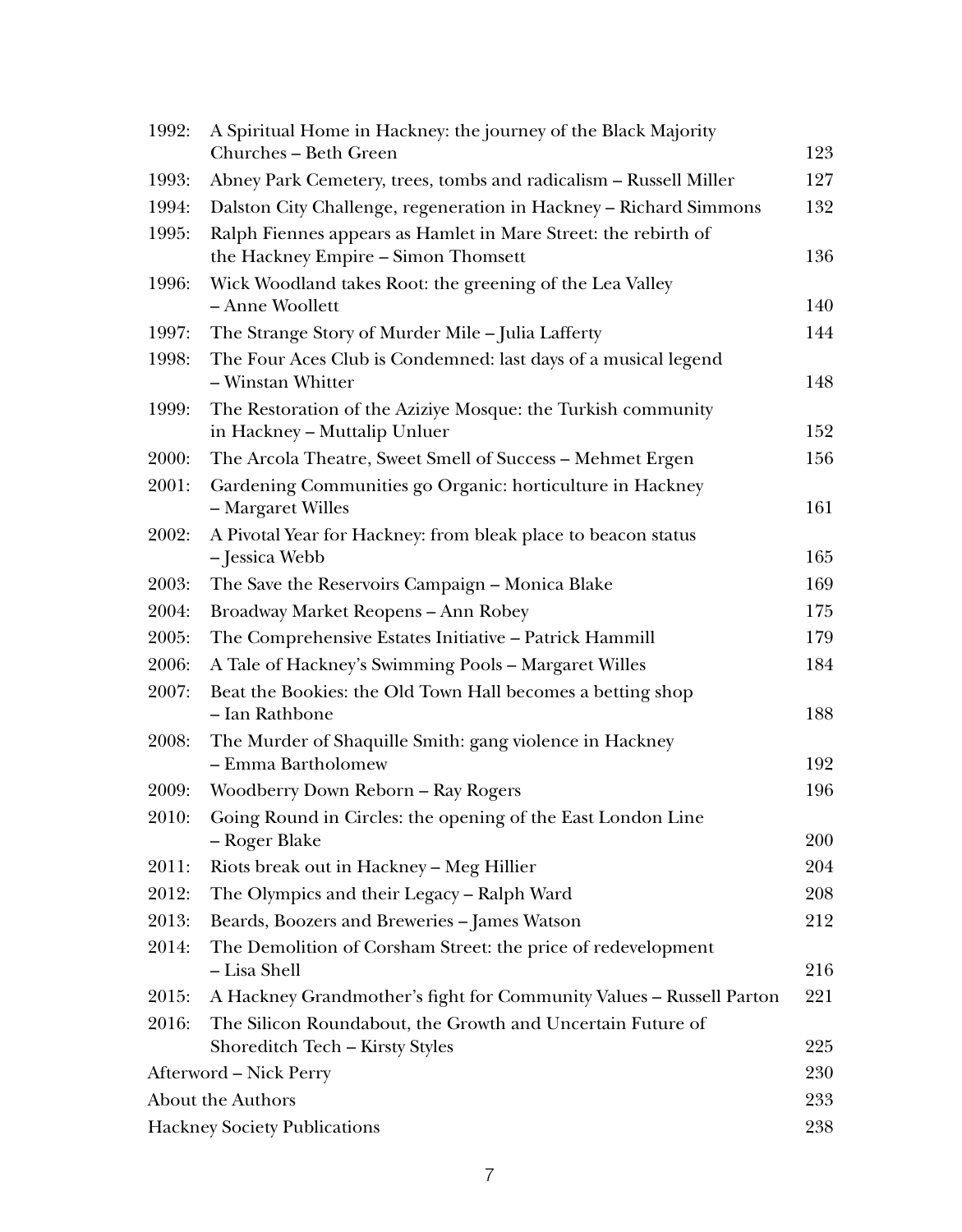| | | |
|---|---|---|
| 1992: | A Spiritual Home in Hackney: the journey of the Black Majority Churches – Beth Green | 123 |
| 1993: | Abney Park Cemetery, trees, tombs and radicalism – Russell Miller | 127 |
| 1994: | Dalston City Challenge, regeneration in Hackney – Richard Simmons | 132 |
| 1995: | Ralph Fiennes appears as Hamlet in Mare Street: the rebirth of the Hackney Empire – Simon Thomsett | 136 |
| 1996: | Wick Woodland takes Root: the greening of the Lea Valley – Anne Woollett | 140 |
| 1997: | The Strange Story of Murder Mile – Julia Lafferty | 144 |
| 1998: | The Four Aces Club is Condemned: last days of a musical legend – Winstan Whitter | 148 |
| 1999: | The Restoration of the Aziziye Mosque: the Turkish community in Hackney – Muttalip Unluer | 152 |
| 2000: | The Arcola Theatre, Sweet Smell of Success – Mehmet Ergen | 156 |
| 2001: | Gardening Communities go Organic: horticulture in Hackney – Margaret Willes | 161 |
| 2002: | A Pivotal Year for Hackney: from bleak place to beacon status – Jessica Webb | 165 |
| 2003: | The Save the Reservoirs Campaign – Monica Blake | 169 |
| 2004: | Broadway Market Reopens – Ann Robey | 175 |
| 2005: | The Comprehensive Estates Initiative – Patrick Hammill | 179 |
| 2006: | A Tale of Hackney's Swimming Pools – Margaret Willes | 184 |
| 2007: | Beat the Bookies: the Old Town Hall becomes a betting shop – Ian Rathbone | 188 |
| 2008: | The Murder of Shaquille Smith: gang violence in Hackney – Emma Bartholomew | 192 |
| 2009: | Woodberry Down Reborn – Ray Rogers | 196 |
| 2010: | Going Round in Circles: the opening of the East London Line – Roger Blake | 200 |
| 2011: | Riots break out in Hackney – Meg Hillier | 204 |
| 2012: | The Olympics and their Legacy – Ralph Ward | 208 |
| 2013: | Beards, Boozers and Breweries – James Watson | 212 |
| 2014: | The Demolition of Corsham Street: the price of redevelopment – Lisa Shell | 216 |
| 2015: | A Hackney Grandmother's fight for Community Values – Russell Parton | 221 |
| 2016: | The Silicon Roundabout, the Growth and Uncertain Future of Shoreditch Tech – Kirsty Styles | 225 |
| Afterword – Nick Perry | | 230 |
| About the Authors | | 233 |
| Hackney Society Publications | | 238 |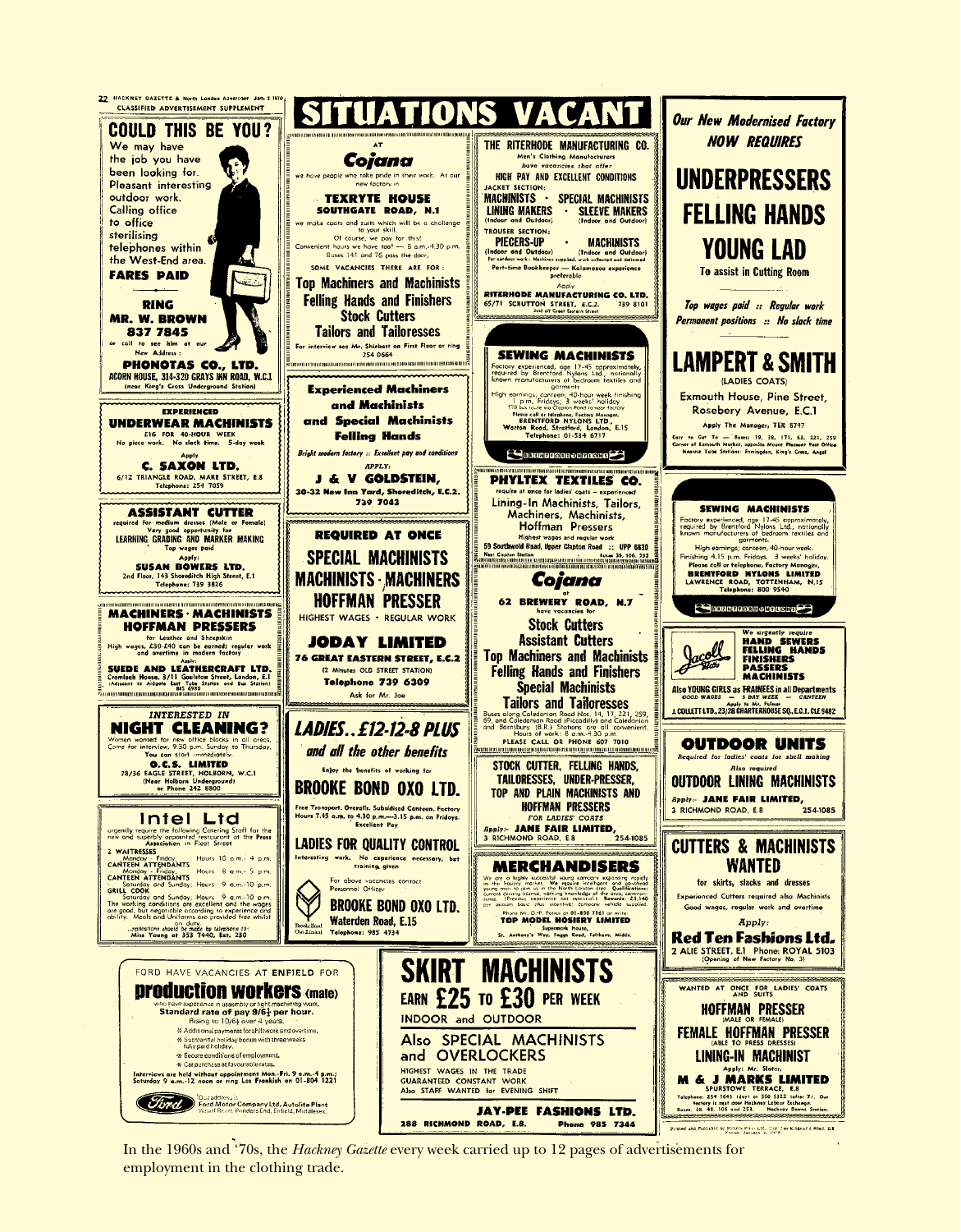22 HACKNEY GAZETTE & North London Advertiser Jan. 2 1970 — CLASSIFIED ADVERTISEMENT SUPPLEMENT

# SITUATIONS VACANT

## COULD THIS BE YOU?

We may have the job you have been looking for. Pleasant interesting outdoor work. Calling office to office sterilising telephones within the West-End area.

**FARES PAID**

**RING MR. W. BROWN 837 7845**

or call to see him at our New Address:

**PHONOTAS CO., LTD.**
ACORN HOUSE, 314-320 GRAYS INN ROAD, W.C.1
(near King's Cross Underground Station)

---

**EXPERIENCED UNDERWEAR MACHINISTS**
£16 FOR 40-HOUR WEEK
No piece work. No slack time. 5-day week
Apply
**C. SAXON LTD.**
6/12 TRIANGLE ROAD, MARE STREET, E.8
Telephone: 254 7059

---

**ASSISTANT CUTTER**
required for medium dresses (Male or Female)
Very good opportunity for
LEARNING GRADING AND MARKER MAKING
Top wages paid
Apply:
**SUSAN BOWERS LTD.**
2nd Floor, 143 Shoreditch High Street, E.1
Telephone: 739 3826

---

**MACHINERS · MACHINISTS HOFFMAN PRESSERS**
for Leather and Sheepskin
High wages, £30-£40 can be earned; regular work and overtime in modern factory
Apply:
**SUEDE AND LEATHERCRAFT LTD.**
Cromlech House, 3/11 Goulston Street, London, E.1
(Adjacent to Aldgate East Tube Station and Bus Station)
BIS 6980

---

*INTERESTED IN*
**NIGHT CLEANING?**
Women wanted for new office blocks in all areas. Come for interview, 9.30 p.m. Sunday to Thursday. You can start immediately.
**O.C.S. LIMITED**
28/36 EAGLE STREET, HOLBORN, W.C.1
(Near Holborn Underground)
or Phone 242 8800

---

**Intel Ltd**
urgently require the following Catering Staff for the new and superbly appointed restaurant at the Press Association in Fleet Street

2 WAITRESSES
Monday - Friday. Hours 10 a.m.- 4 p.m.
CANTEEN ATTENDANTS
Monday - Friday. Hours 8 a.m.- 5 p.m.
CANTEEN ATTENDANTS
Saturday and Sunday. Hours 9 a.m.-10 p.m.
GRILL COOK
Saturday and Sunday. Hours 9 a.m.-10 p.m.

The working conditions are excellent and the wages are good, but negotiable according to experience and ability. Meals and Uniforms are provided free whilst on duty.
Applications should be made by telephone to: Miss Young at 353 7440, Ext. 230

---

AT **Cojana**
we have people who take pride in their work. At our new factory in
**TEXRYTE HOUSE SOUTHGATE ROAD, N.1**
we make coats and suits which will be a challenge to your skill.
Of course, we pay for this!
Convenient hours we have too! — 8 a.m.-4.30 p.m.
Buses 141 and 76 pass the door.
SOME VACANCIES THERE ARE FOR:
**Top Machiners and Machinists**
**Felling Hands and Finishers**
**Stock Cutters**
**Tailors and Tailoresses**
For interview see Mr. Shiebert on First Floor or ring 254 0664

---

**Experienced Machiners and Machinists and Special Machinists Felling Hands**
*Bright modern factory :: Excellent pay and conditions*
*APPLY:*
**J & V GOLDSTEIN,**
30-32 New Inn Yard, Shoreditch, E.C.2.
739 7043

---

**REQUIRED AT ONCE**
**SPECIAL MACHINISTS**
**MACHINISTS · MACHINERS**
**HOFFMAN PRESSER**
HIGHEST WAGES · REGULAR WORK
**JODAY LIMITED**
76 GREAT EASTERN STREET, E.C.2
(2 Minutes OLD STREET STATION)
Telephone 739 6309
Ask for Mr. Joe

---

***LADIES.. £12-12-8 PLUS***
*and all the other benefits*
Enjoy the benefits of working for
**BROOKE BOND OXO LTD.**
Free Transport. Overalls. Subsidised Canteen. Factory Hours 7.45 a.m. to 4.30 p.m.—3.15 p.m. on Fridays. Excellent Pay

**LADIES FOR QUALITY CONTROL**
Interesting work. No experience necessary, but training given
For above vacancies contact Personnel Officer
**BROOKE BOND OXO LTD.**
Waterden Road, E.15
Telephone: 985 4734

---

**THE RITERHODE MANUFACTURING CO.**
Men's Clothing Manufacturers
have vacancies that offer
HIGH PAY AND EXCELLENT CONDITIONS
JACKET SECTION:
**MACHINISTS · SPECIAL MACHINISTS**
**LINING MAKERS · SLEEVE MAKERS**
(Indoor and Outdoor) (Indoor and Outdoor)
TROUSER SECTION:
**PIECERS-UP · MACHINISTS**
(Indoor and Outdoor) (Indoor and Outdoor)
For outdoor work: Machines supplied, work collected and delivered
Part-time Bookkeeper — Kalamazoo experience preferable
Apply
**RITERHODE MANUFACTURING CO. LTD.**
65/71 SCRUTTON STREET, E.C.2. 739 8101
Just off Great Eastern Street

---

**SEWING MACHINISTS**
Factory experienced, age 17-45 approximately, required by Brentford Nylons Ltd., nationally known manufacturers of bedroom textiles and garments.
High earnings; canteen, 40-hour week finishing 1 p.m. Fridays. 3 weeks' holiday
178 bus route via Clapton Pond to near factory
Please call or telephone, Factory Manager,
**BRENTFORD NYLONS LTD.,**
Warton Road, Stratford, London, E.15
Telephone: 01-534 6717

---

**PHYLTEX TEXTILES CO.**
require at once for ladies' coats — experienced
Lining-In Machinists, Tailors, Machiners, Machinists, Hoffman Pressers
Highest wages and regular work
59 Southwold Road, Upper Clapton Road :: UPP 6630
Near Clapton Station — Buses 38, 106, 253

---

**Cojana**
at
**62 BREWERY ROAD, N.7**
have vacancies for
**Stock Cutters**
**Assistant Cutters**
**Top Machiners and Machinists**
**Felling Hands and Finishers**
**Special Machinists**
**Tailors and Tailoresses**
Buses along Caledonian Road Nos. 14, 17, 221, 259, 69, and Caledonian Road (Piccadilly) and Caledonian and Barnsbury (B.R.) Stations are all convenient.
Hours of work: 8 a.m.-4.30 p.m.
PLEASE CALL OR PHONE 607 7010

---

**STOCK CUTTER, FELLING HANDS, TAILORESSES, UNDER-PRESSER, TOP AND PLAIN MACHINISTS AND HOFFMAN PRESSERS**
*FOR LADIES' COATS*
*Apply:-* **JANE FAIR LIMITED,**
3 RICHMOND ROAD, E.8 254-1085

---

**MERCHANDISERS**
We are a highly successful young company expanding rapidly in the hosiery market. We require intelligent and go-ahead young men to join us in the North London area. Qualifications: current driving licence, working knowledge of the area, commonsense. (Previous experience not essential.) Rewards: £1,140 per annum basic plus incentive, company vehicle supplied.
Phone Mr. D.P. Palmer on 01-890 7161 or write:
**TOP MODEL HOSIERY LIMITED**
Supermark House,
St. Anthony's Way, Faggs Road, Feltham, Middx.

---

*Our New Modernised Factory NOW REQUIRES*
**UNDERPRESSERS**
**FELLING HANDS**
**YOUNG LAD**
To assist in Cutting Room
*Top wages paid :: Regular work*
*Permanent positions :: No slack time*
**LAMPERT & SMITH**
(LADIES COATS)
Exmouth House, Pine Street, Rosebery Avenue, E.C.1
Apply The Manager, TER 8747
Easy to Get To — Buses: 19, 38, 171, 63, 221, 259
Corner of Exmouth Market, opposite Mount Pleasant Post Office
Nearest Tube Stations: Farringdon, King's Cross, Angel

---

**SEWING MACHINISTS**
Factory experienced, age 17-45 approximately, required by Brentford Nylons Ltd., nationally known manufacturers of bedroom textiles and garments.
High earnings; canteen, 40-hour week. Finishing 4.15 p.m. Fridays. 3 weeks' holiday.
Please call or telephone, Factory Manager,
**BRENTFORD NYLONS LIMITED**
LAWRENCE ROAD, TOTTENHAM, N.15
Telephone: 800 9540

---

**Jacoll**
We urgently require
**HAND SEWERS**
**FELLING HANDS**
**FINISHERS**
**PASSERS**
**MACHINISTS**
Also YOUNG GIRLS as TRAINEES in all Departments
GOOD WAGES — 5 DAY WEEK — CANTEEN
Apply to Mr. Fulmer
J. COLLETT LTD., 23/28 CHARTERHOUSE SQ., E.C.1. CLE 9482

---

**OUTDOOR UNITS**
*Required for ladies' coats for shell making*
*Also required*
**OUTDOOR LINING MACHINISTS**
*Apply:-* **JANE FAIR LIMITED,**
3 RICHMOND ROAD, E.8 254-1085

---

**CUTTERS & MACHINISTS WANTED**
for skirts, slacks and dresses
Experienced Cutters required also Machinists
Good wages, regular work and overtime
*Apply:*
**Red Ten Fashions Ltd.**
2 ALIE STREET, E.1 Phone: ROYAL 5103
(Opening of New Factory No. 3)

---

WANTED AT ONCE FOR LADIES' COATS AND SUITS
**HOFFMAN PRESSER**
(MALE OR FEMALE)
**FEMALE HOFFMAN PRESSER**
(ABLE TO PRESS DRESSES)
**LINING-IN MACHINIST**
Apply: Mr. Slater,
**M & J MARKS LIMITED**
SPURSTOWE TERRACE, E.8
Telephone: 254 1643 (day) or 550 5122 (after 7). Our factory is next door Hackney Labour Exchange.
Buses, 38, 48, 106 and 253. Hackney Downs Station.

---

FORD HAVE VACANCIES AT ENFIELD FOR
**production workers (male)**
who have experience in assembly or light machining work.
**Standard rate of pay 9/6½ per hour.**
Rising to 10/6½ over 4 years.
- Additional payments for shiftwork and overtime.
- Substantial holiday bonus with three weeks fully paid holiday.
- Secure conditions of employment.
- Car purchase at favourable rates.

Interviews are held without appointment Mon.-Fri. 9 a.m.-4 p.m.; Saturday 9 a.m.-12 noon or ring Les Franklish on 01-804 1221

Our address is: Ford Motor Company Ltd. Autolite Plant, Wharf Road, Ponders End, Enfield, Middlesex.

---

**SKIRT MACHINISTS**
**EARN £25 TO £30 PER WEEK**
INDOOR and OUTDOOR
Also SPECIAL MACHINISTS and OVERLOCKERS
HIGHEST WAGES IN THE TRADE
GUARANTEED CONSTANT WORK
Also STAFF WANTED for EVENING SHIFT
**JAY-PEE FASHIONS LTD.**
288 RICHMOND ROAD, E.8. Phone 985 7344

In the 1960s and '70s, the *Hackney Gazette* every week carried up to 12 pages of advertisements for employment in the clothing trade.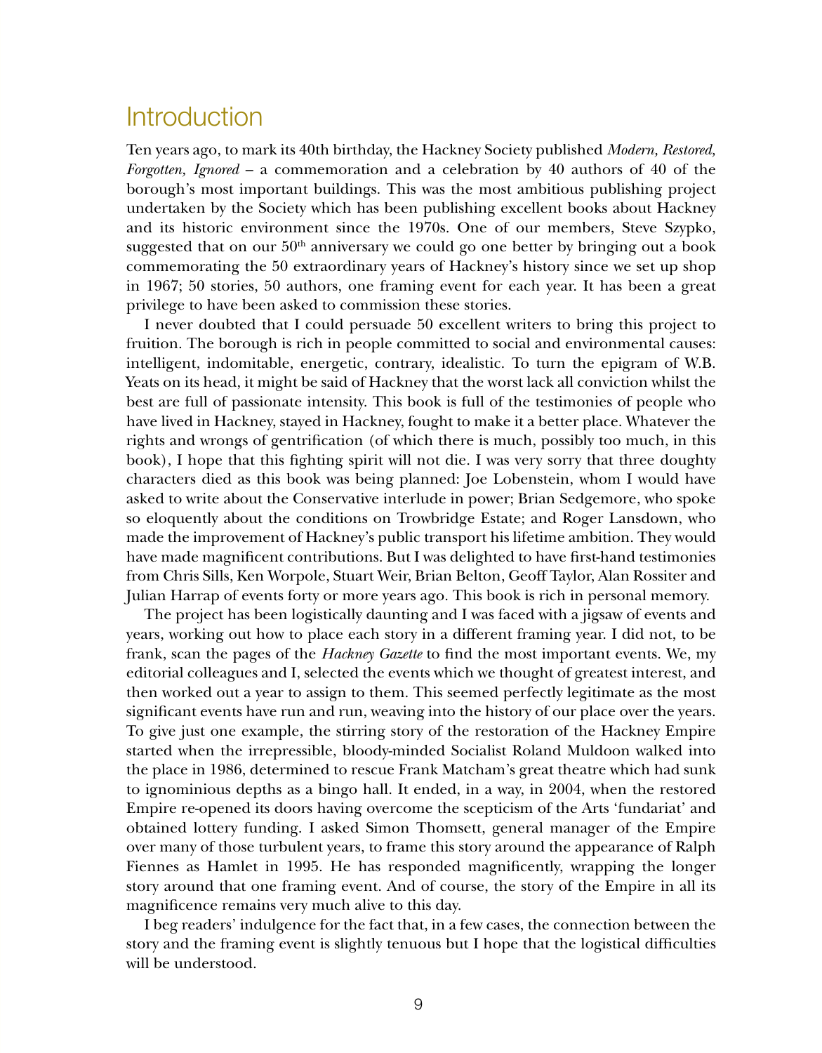# Introduction

Ten years ago, to mark its 40th birthday, the Hackney Society published *Modern, Restored, Forgotten, Ignored* – a commemoration and a celebration by 40 authors of 40 of the borough's most important buildings. This was the most ambitious publishing project undertaken by the Society which has been publishing excellent books about Hackney and its historic environment since the 1970s. One of our members, Steve Szypko, suggested that on our 50th anniversary we could go one better by bringing out a book commemorating the 50 extraordinary years of Hackney's history since we set up shop in 1967; 50 stories, 50 authors, one framing event for each year. It has been a great privilege to have been asked to commission these stories.

I never doubted that I could persuade 50 excellent writers to bring this project to fruition. The borough is rich in people committed to social and environmental causes: intelligent, indomitable, energetic, contrary, idealistic. To turn the epigram of W.B. Yeats on its head, it might be said of Hackney that the worst lack all conviction whilst the best are full of passionate intensity. This book is full of the testimonies of people who have lived in Hackney, stayed in Hackney, fought to make it a better place. Whatever the rights and wrongs of gentrification (of which there is much, possibly too much, in this book), I hope that this fighting spirit will not die. I was very sorry that three doughty characters died as this book was being planned: Joe Lobenstein, whom I would have asked to write about the Conservative interlude in power; Brian Sedgemore, who spoke so eloquently about the conditions on Trowbridge Estate; and Roger Lansdown, who made the improvement of Hackney's public transport his lifetime ambition. They would have made magnificent contributions. But I was delighted to have first-hand testimonies from Chris Sills, Ken Worpole, Stuart Weir, Brian Belton, Geoff Taylor, Alan Rossiter and Julian Harrap of events forty or more years ago. This book is rich in personal memory.

The project has been logistically daunting and I was faced with a jigsaw of events and years, working out how to place each story in a different framing year. I did not, to be frank, scan the pages of the *Hackney Gazette* to find the most important events. We, my editorial colleagues and I, selected the events which we thought of greatest interest, and then worked out a year to assign to them. This seemed perfectly legitimate as the most significant events have run and run, weaving into the history of our place over the years. To give just one example, the stirring story of the restoration of the Hackney Empire started when the irrepressible, bloody-minded Socialist Roland Muldoon walked into the place in 1986, determined to rescue Frank Matcham's great theatre which had sunk to ignominious depths as a bingo hall. It ended, in a way, in 2004, when the restored Empire re-opened its doors having overcome the scepticism of the Arts 'fundariat' and obtained lottery funding. I asked Simon Thomsett, general manager of the Empire over many of those turbulent years, to frame this story around the appearance of Ralph Fiennes as Hamlet in 1995. He has responded magnificently, wrapping the longer story around that one framing event. And of course, the story of the Empire in all its magnificence remains very much alive to this day.

I beg readers' indulgence for the fact that, in a few cases, the connection between the story and the framing event is slightly tenuous but I hope that the logistical difficulties will be understood.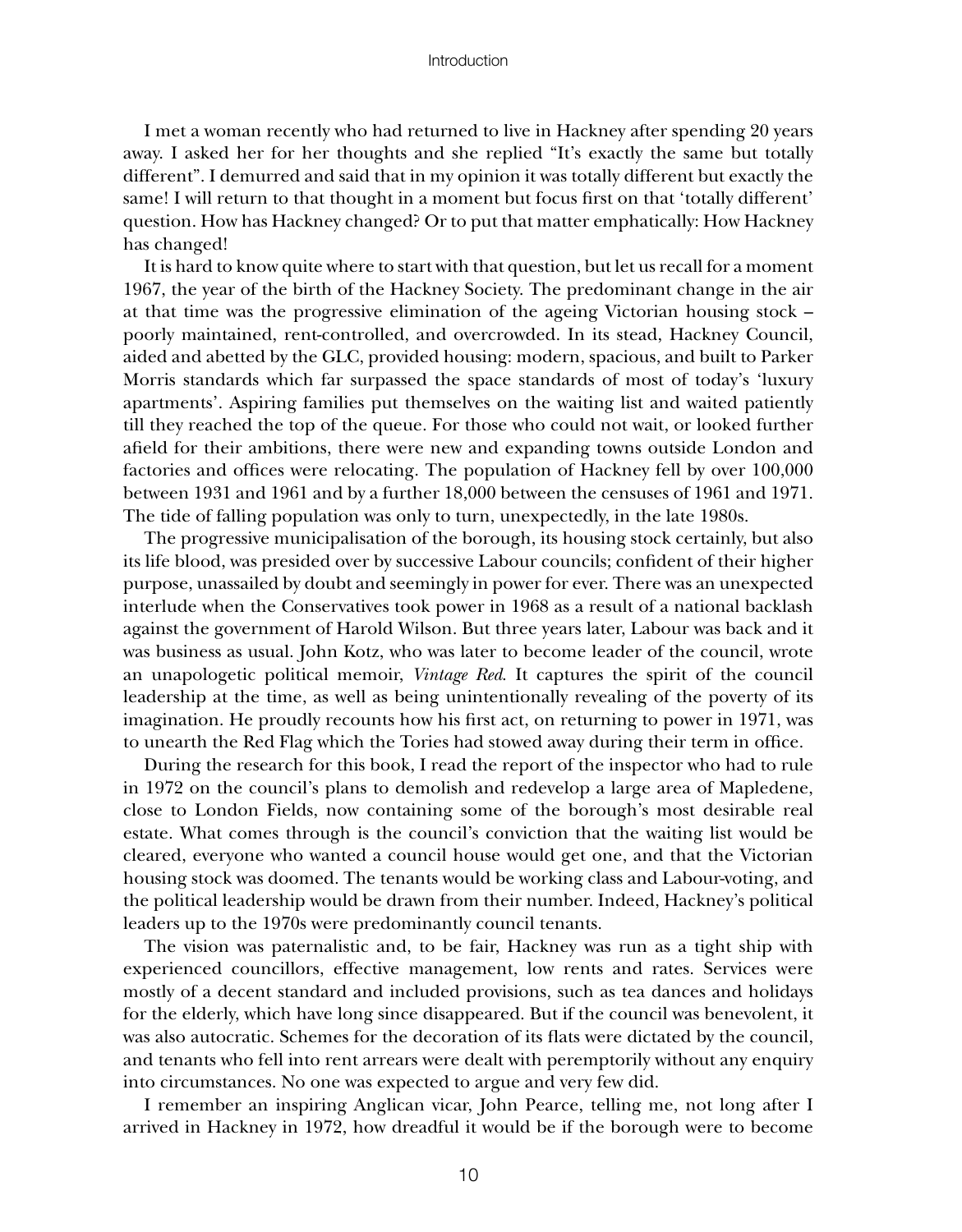I met a woman recently who had returned to live in Hackney after spending 20 years away. I asked her for her thoughts and she replied "It's exactly the same but totally different". I demurred and said that in my opinion it was totally different but exactly the same! I will return to that thought in a moment but focus first on that 'totally different' question. How has Hackney changed? Or to put that matter emphatically: How Hackney has changed!

It is hard to know quite where to start with that question, but let us recall for a moment 1967, the year of the birth of the Hackney Society. The predominant change in the air at that time was the progressive elimination of the ageing Victorian housing stock – poorly maintained, rent-controlled, and overcrowded. In its stead, Hackney Council, aided and abetted by the GLC, provided housing: modern, spacious, and built to Parker Morris standards which far surpassed the space standards of most of today's 'luxury apartments'. Aspiring families put themselves on the waiting list and waited patiently till they reached the top of the queue. For those who could not wait, or looked further afield for their ambitions, there were new and expanding towns outside London and factories and offices were relocating. The population of Hackney fell by over 100,000 between 1931 and 1961 and by a further 18,000 between the censuses of 1961 and 1971. The tide of falling population was only to turn, unexpectedly, in the late 1980s.

The progressive municipalisation of the borough, its housing stock certainly, but also its life blood, was presided over by successive Labour councils; confident of their higher purpose, unassailed by doubt and seemingly in power for ever. There was an unexpected interlude when the Conservatives took power in 1968 as a result of a national backlash against the government of Harold Wilson. But three years later, Labour was back and it was business as usual. John Kotz, who was later to become leader of the council, wrote an unapologetic political memoir, *Vintage Red*. It captures the spirit of the council leadership at the time, as well as being unintentionally revealing of the poverty of its imagination. He proudly recounts how his first act, on returning to power in 1971, was to unearth the Red Flag which the Tories had stowed away during their term in office.

During the research for this book, I read the report of the inspector who had to rule in 1972 on the council's plans to demolish and redevelop a large area of Mapledene, close to London Fields, now containing some of the borough's most desirable real estate. What comes through is the council's conviction that the waiting list would be cleared, everyone who wanted a council house would get one, and that the Victorian housing stock was doomed. The tenants would be working class and Labour-voting, and the political leadership would be drawn from their number. Indeed, Hackney's political leaders up to the 1970s were predominantly council tenants.

The vision was paternalistic and, to be fair, Hackney was run as a tight ship with experienced councillors, effective management, low rents and rates. Services were mostly of a decent standard and included provisions, such as tea dances and holidays for the elderly, which have long since disappeared. But if the council was benevolent, it was also autocratic. Schemes for the decoration of its flats were dictated by the council, and tenants who fell into rent arrears were dealt with peremptorily without any enquiry into circumstances. No one was expected to argue and very few did.

I remember an inspiring Anglican vicar, John Pearce, telling me, not long after I arrived in Hackney in 1972, how dreadful it would be if the borough were to become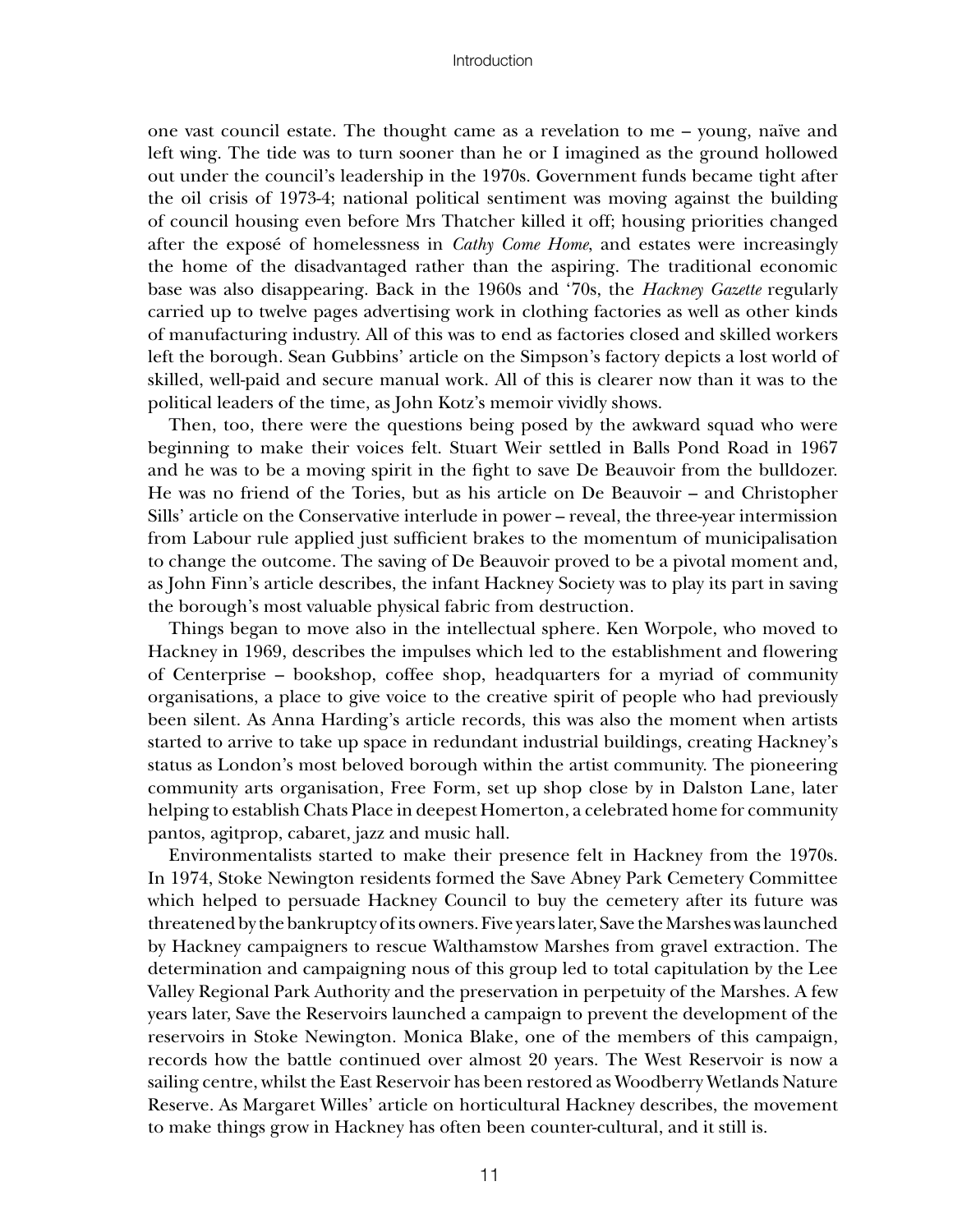one vast council estate. The thought came as a revelation to me – young, naïve and left wing. The tide was to turn sooner than he or I imagined as the ground hollowed out under the council's leadership in the 1970s. Government funds became tight after the oil crisis of 1973-4; national political sentiment was moving against the building of council housing even before Mrs Thatcher killed it off; housing priorities changed after the exposé of homelessness in *Cathy Come Home*, and estates were increasingly the home of the disadvantaged rather than the aspiring. The traditional economic base was also disappearing. Back in the 1960s and '70s, the *Hackney Gazette* regularly carried up to twelve pages advertising work in clothing factories as well as other kinds of manufacturing industry. All of this was to end as factories closed and skilled workers left the borough. Sean Gubbins' article on the Simpson's factory depicts a lost world of skilled, well-paid and secure manual work. All of this is clearer now than it was to the political leaders of the time, as John Kotz's memoir vividly shows.

Then, too, there were the questions being posed by the awkward squad who were beginning to make their voices felt. Stuart Weir settled in Balls Pond Road in 1967 and he was to be a moving spirit in the fight to save De Beauvoir from the bulldozer. He was no friend of the Tories, but as his article on De Beauvoir – and Christopher Sills' article on the Conservative interlude in power – reveal, the three-year intermission from Labour rule applied just sufficient brakes to the momentum of municipalisation to change the outcome. The saving of De Beauvoir proved to be a pivotal moment and, as John Finn's article describes, the infant Hackney Society was to play its part in saving the borough's most valuable physical fabric from destruction.

Things began to move also in the intellectual sphere. Ken Worpole, who moved to Hackney in 1969, describes the impulses which led to the establishment and flowering of Centerprise – bookshop, coffee shop, headquarters for a myriad of community organisations, a place to give voice to the creative spirit of people who had previously been silent. As Anna Harding's article records, this was also the moment when artists started to arrive to take up space in redundant industrial buildings, creating Hackney's status as London's most beloved borough within the artist community. The pioneering community arts organisation, Free Form, set up shop close by in Dalston Lane, later helping to establish Chats Place in deepest Homerton, a celebrated home for community pantos, agitprop, cabaret, jazz and music hall.

Environmentalists started to make their presence felt in Hackney from the 1970s. In 1974, Stoke Newington residents formed the Save Abney Park Cemetery Committee which helped to persuade Hackney Council to buy the cemetery after its future was threatened by the bankruptcy of its owners. Five years later, Save the Marshes was launched by Hackney campaigners to rescue Walthamstow Marshes from gravel extraction. The determination and campaigning nous of this group led to total capitulation by the Lee Valley Regional Park Authority and the preservation in perpetuity of the Marshes. A few years later, Save the Reservoirs launched a campaign to prevent the development of the reservoirs in Stoke Newington. Monica Blake, one of the members of this campaign, records how the battle continued over almost 20 years. The West Reservoir is now a sailing centre, whilst the East Reservoir has been restored as Woodberry Wetlands Nature Reserve. As Margaret Willes' article on horticultural Hackney describes, the movement to make things grow in Hackney has often been counter-cultural, and it still is.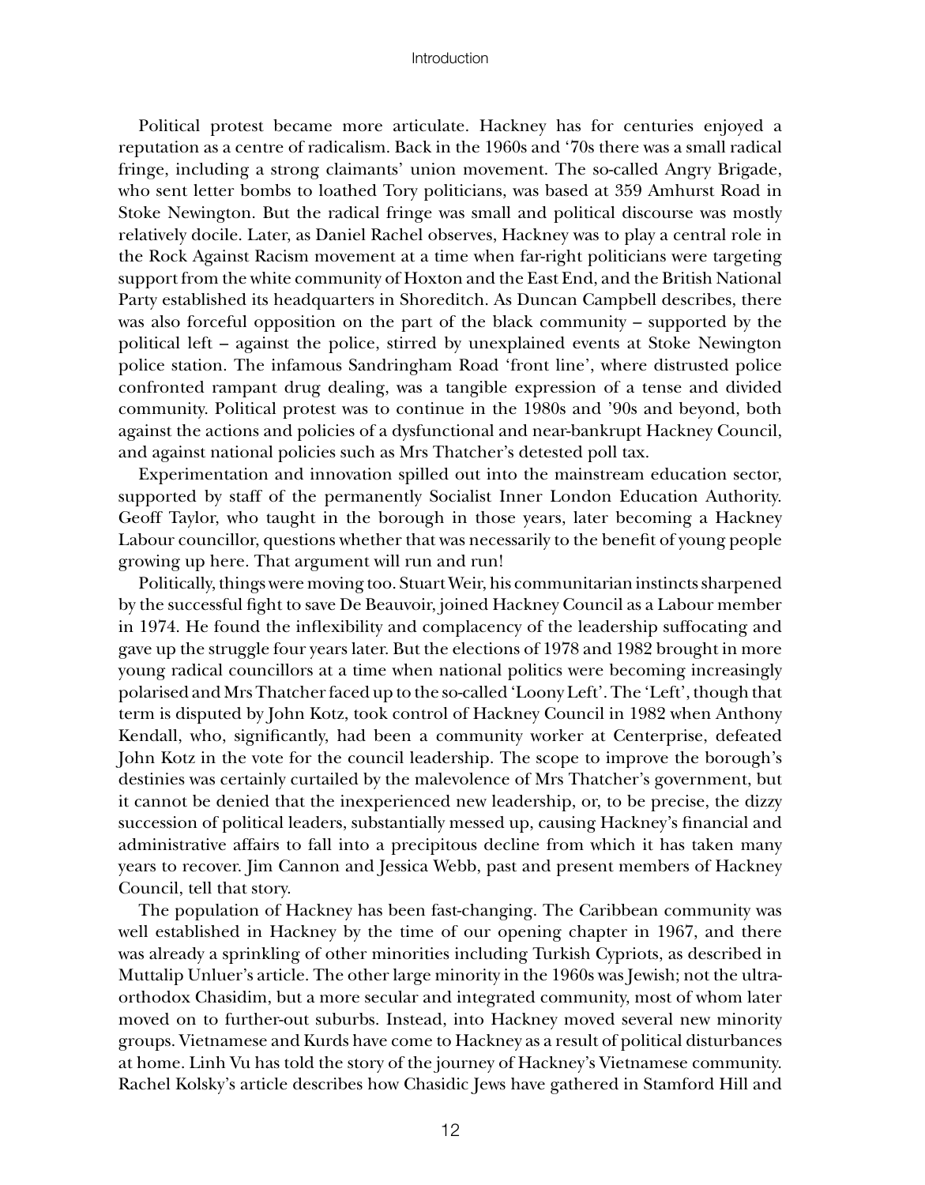Political protest became more articulate. Hackney has for centuries enjoyed a reputation as a centre of radicalism. Back in the 1960s and '70s there was a small radical fringe, including a strong claimants' union movement. The so-called Angry Brigade, who sent letter bombs to loathed Tory politicians, was based at 359 Amhurst Road in Stoke Newington. But the radical fringe was small and political discourse was mostly relatively docile. Later, as Daniel Rachel observes, Hackney was to play a central role in the Rock Against Racism movement at a time when far-right politicians were targeting support from the white community of Hoxton and the East End, and the British National Party established its headquarters in Shoreditch. As Duncan Campbell describes, there was also forceful opposition on the part of the black community – supported by the political left – against the police, stirred by unexplained events at Stoke Newington police station. The infamous Sandringham Road 'front line', where distrusted police confronted rampant drug dealing, was a tangible expression of a tense and divided community. Political protest was to continue in the 1980s and '90s and beyond, both against the actions and policies of a dysfunctional and near-bankrupt Hackney Council, and against national policies such as Mrs Thatcher's detested poll tax.

Experimentation and innovation spilled out into the mainstream education sector, supported by staff of the permanently Socialist Inner London Education Authority. Geoff Taylor, who taught in the borough in those years, later becoming a Hackney Labour councillor, questions whether that was necessarily to the benefit of young people growing up here. That argument will run and run!

Politically, things were moving too. Stuart Weir, his communitarian instincts sharpened by the successful fight to save De Beauvoir, joined Hackney Council as a Labour member in 1974. He found the inflexibility and complacency of the leadership suffocating and gave up the struggle four years later. But the elections of 1978 and 1982 brought in more young radical councillors at a time when national politics were becoming increasingly polarised and Mrs Thatcher faced up to the so-called 'Loony Left'. The 'Left', though that term is disputed by John Kotz, took control of Hackney Council in 1982 when Anthony Kendall, who, significantly, had been a community worker at Centerprise, defeated John Kotz in the vote for the council leadership. The scope to improve the borough's destinies was certainly curtailed by the malevolence of Mrs Thatcher's government, but it cannot be denied that the inexperienced new leadership, or, to be precise, the dizzy succession of political leaders, substantially messed up, causing Hackney's financial and administrative affairs to fall into a precipitous decline from which it has taken many years to recover. Jim Cannon and Jessica Webb, past and present members of Hackney Council, tell that story.

The population of Hackney has been fast-changing. The Caribbean community was well established in Hackney by the time of our opening chapter in 1967, and there was already a sprinkling of other minorities including Turkish Cypriots, as described in Muttalip Unluer's article. The other large minority in the 1960s was Jewish; not the ultra-orthodox Chasidim, but a more secular and integrated community, most of whom later moved on to further-out suburbs. Instead, into Hackney moved several new minority groups. Vietnamese and Kurds have come to Hackney as a result of political disturbances at home. Linh Vu has told the story of the journey of Hackney's Vietnamese community. Rachel Kolsky's article describes how Chasidic Jews have gathered in Stamford Hill and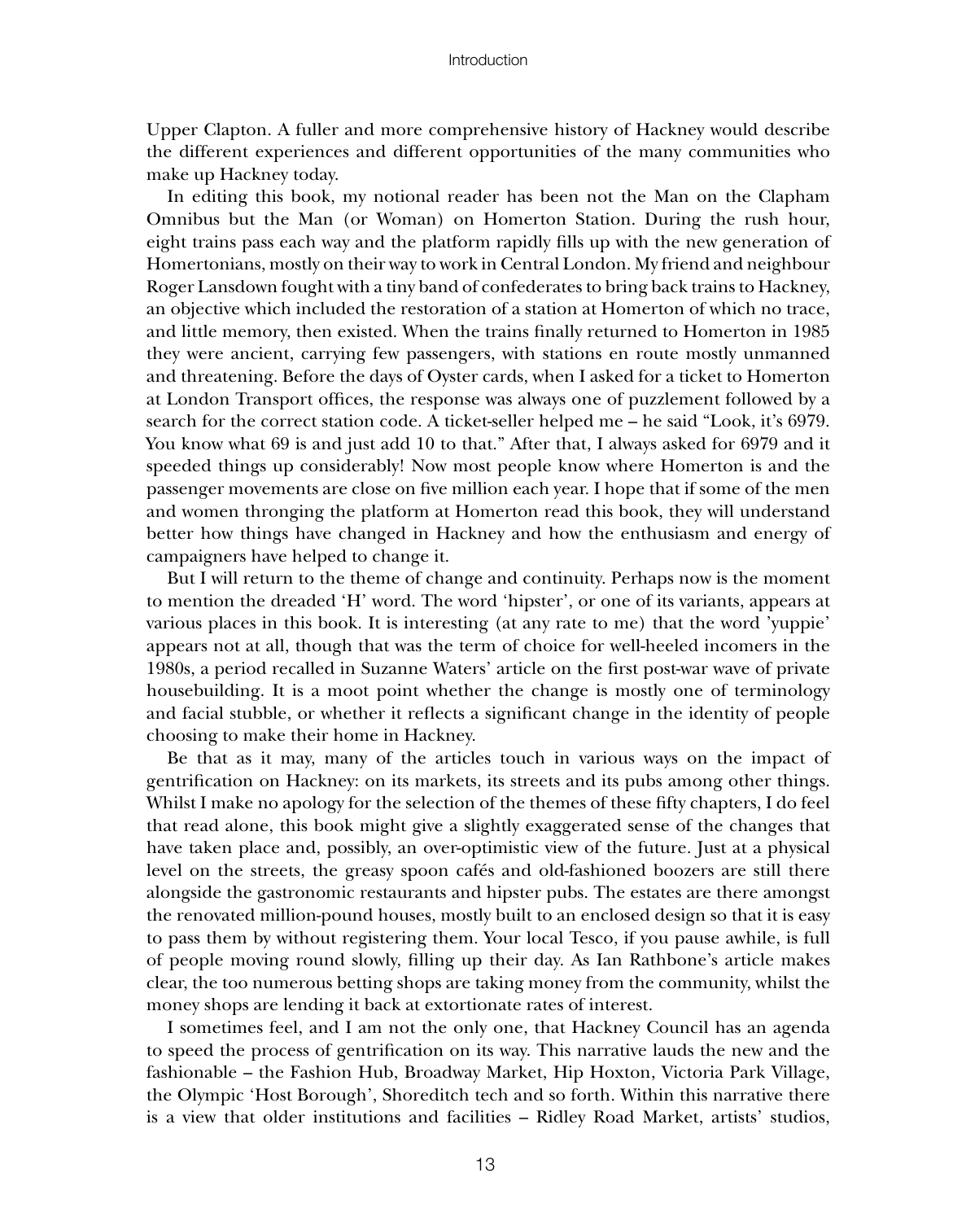Upper Clapton. A fuller and more comprehensive history of Hackney would describe the different experiences and different opportunities of the many communities who make up Hackney today.

In editing this book, my notional reader has been not the Man on the Clapham Omnibus but the Man (or Woman) on Homerton Station. During the rush hour, eight trains pass each way and the platform rapidly fills up with the new generation of Homertonians, mostly on their way to work in Central London. My friend and neighbour Roger Lansdown fought with a tiny band of confederates to bring back trains to Hackney, an objective which included the restoration of a station at Homerton of which no trace, and little memory, then existed. When the trains finally returned to Homerton in 1985 they were ancient, carrying few passengers, with stations en route mostly unmanned and threatening. Before the days of Oyster cards, when I asked for a ticket to Homerton at London Transport offices, the response was always one of puzzlement followed by a search for the correct station code. A ticket-seller helped me – he said "Look, it's 6979. You know what 69 is and just add 10 to that." After that, I always asked for 6979 and it speeded things up considerably! Now most people know where Homerton is and the passenger movements are close on five million each year. I hope that if some of the men and women thronging the platform at Homerton read this book, they will understand better how things have changed in Hackney and how the enthusiasm and energy of campaigners have helped to change it.

But I will return to the theme of change and continuity. Perhaps now is the moment to mention the dreaded 'H' word. The word 'hipster', or one of its variants, appears at various places in this book. It is interesting (at any rate to me) that the word 'yuppie' appears not at all, though that was the term of choice for well-heeled incomers in the 1980s, a period recalled in Suzanne Waters' article on the first post-war wave of private housebuilding. It is a moot point whether the change is mostly one of terminology and facial stubble, or whether it reflects a significant change in the identity of people choosing to make their home in Hackney.

Be that as it may, many of the articles touch in various ways on the impact of gentrification on Hackney: on its markets, its streets and its pubs among other things. Whilst I make no apology for the selection of the themes of these fifty chapters, I do feel that read alone, this book might give a slightly exaggerated sense of the changes that have taken place and, possibly, an over-optimistic view of the future. Just at a physical level on the streets, the greasy spoon cafés and old-fashioned boozers are still there alongside the gastronomic restaurants and hipster pubs. The estates are there amongst the renovated million-pound houses, mostly built to an enclosed design so that it is easy to pass them by without registering them. Your local Tesco, if you pause awhile, is full of people moving round slowly, filling up their day. As Ian Rathbone's article makes clear, the too numerous betting shops are taking money from the community, whilst the money shops are lending it back at extortionate rates of interest.

I sometimes feel, and I am not the only one, that Hackney Council has an agenda to speed the process of gentrification on its way. This narrative lauds the new and the fashionable – the Fashion Hub, Broadway Market, Hip Hoxton, Victoria Park Village, the Olympic 'Host Borough', Shoreditch tech and so forth. Within this narrative there is a view that older institutions and facilities – Ridley Road Market, artists' studios,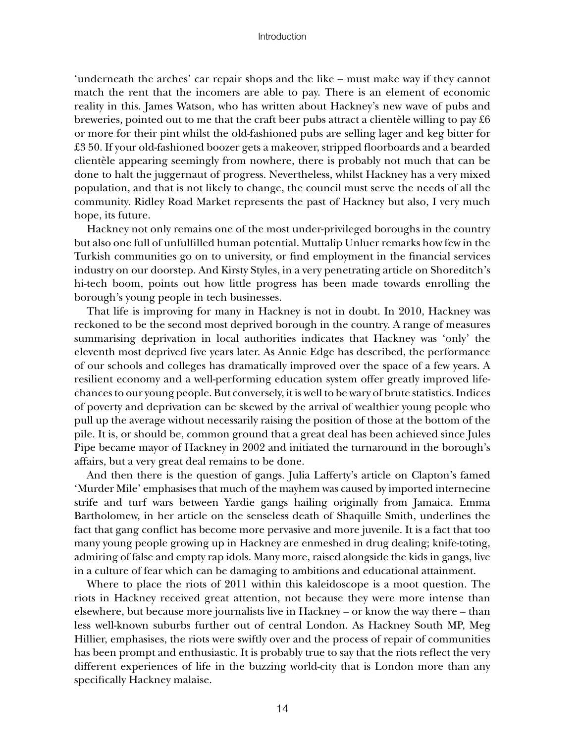'underneath the arches' car repair shops and the like – must make way if they cannot match the rent that the incomers are able to pay. There is an element of economic reality in this. James Watson, who has written about Hackney's new wave of pubs and breweries, pointed out to me that the craft beer pubs attract a clientèle willing to pay £6 or more for their pint whilst the old-fashioned pubs are selling lager and keg bitter for £3 50. If your old-fashioned boozer gets a makeover, stripped floorboards and a bearded clientèle appearing seemingly from nowhere, there is probably not much that can be done to halt the juggernaut of progress. Nevertheless, whilst Hackney has a very mixed population, and that is not likely to change, the council must serve the needs of all the community. Ridley Road Market represents the past of Hackney but also, I very much hope, its future.

Hackney not only remains one of the most under-privileged boroughs in the country but also one full of unfulfilled human potential. Muttalip Unluer remarks how few in the Turkish communities go on to university, or find employment in the financial services industry on our doorstep. And Kirsty Styles, in a very penetrating article on Shoreditch's hi-tech boom, points out how little progress has been made towards enrolling the borough's young people in tech businesses.

That life is improving for many in Hackney is not in doubt. In 2010, Hackney was reckoned to be the second most deprived borough in the country. A range of measures summarising deprivation in local authorities indicates that Hackney was 'only' the eleventh most deprived five years later. As Annie Edge has described, the performance of our schools and colleges has dramatically improved over the space of a few years. A resilient economy and a well-performing education system offer greatly improved life-chances to our young people. But conversely, it is well to be wary of brute statistics. Indices of poverty and deprivation can be skewed by the arrival of wealthier young people who pull up the average without necessarily raising the position of those at the bottom of the pile. It is, or should be, common ground that a great deal has been achieved since Jules Pipe became mayor of Hackney in 2002 and initiated the turnaround in the borough's affairs, but a very great deal remains to be done.

And then there is the question of gangs. Julia Lafferty's article on Clapton's famed 'Murder Mile' emphasises that much of the mayhem was caused by imported internecine strife and turf wars between Yardie gangs hailing originally from Jamaica. Emma Bartholomew, in her article on the senseless death of Shaquille Smith, underlines the fact that gang conflict has become more pervasive and more juvenile. It is a fact that too many young people growing up in Hackney are enmeshed in drug dealing; knife-toting, admiring of false and empty rap idols. Many more, raised alongside the kids in gangs, live in a culture of fear which can be damaging to ambitions and educational attainment.

Where to place the riots of 2011 within this kaleidoscope is a moot question. The riots in Hackney received great attention, not because they were more intense than elsewhere, but because more journalists live in Hackney – or know the way there – than less well-known suburbs further out of central London. As Hackney South MP, Meg Hillier, emphasises, the riots were swiftly over and the process of repair of communities has been prompt and enthusiastic. It is probably true to say that the riots reflect the very different experiences of life in the buzzing world-city that is London more than any specifically Hackney malaise.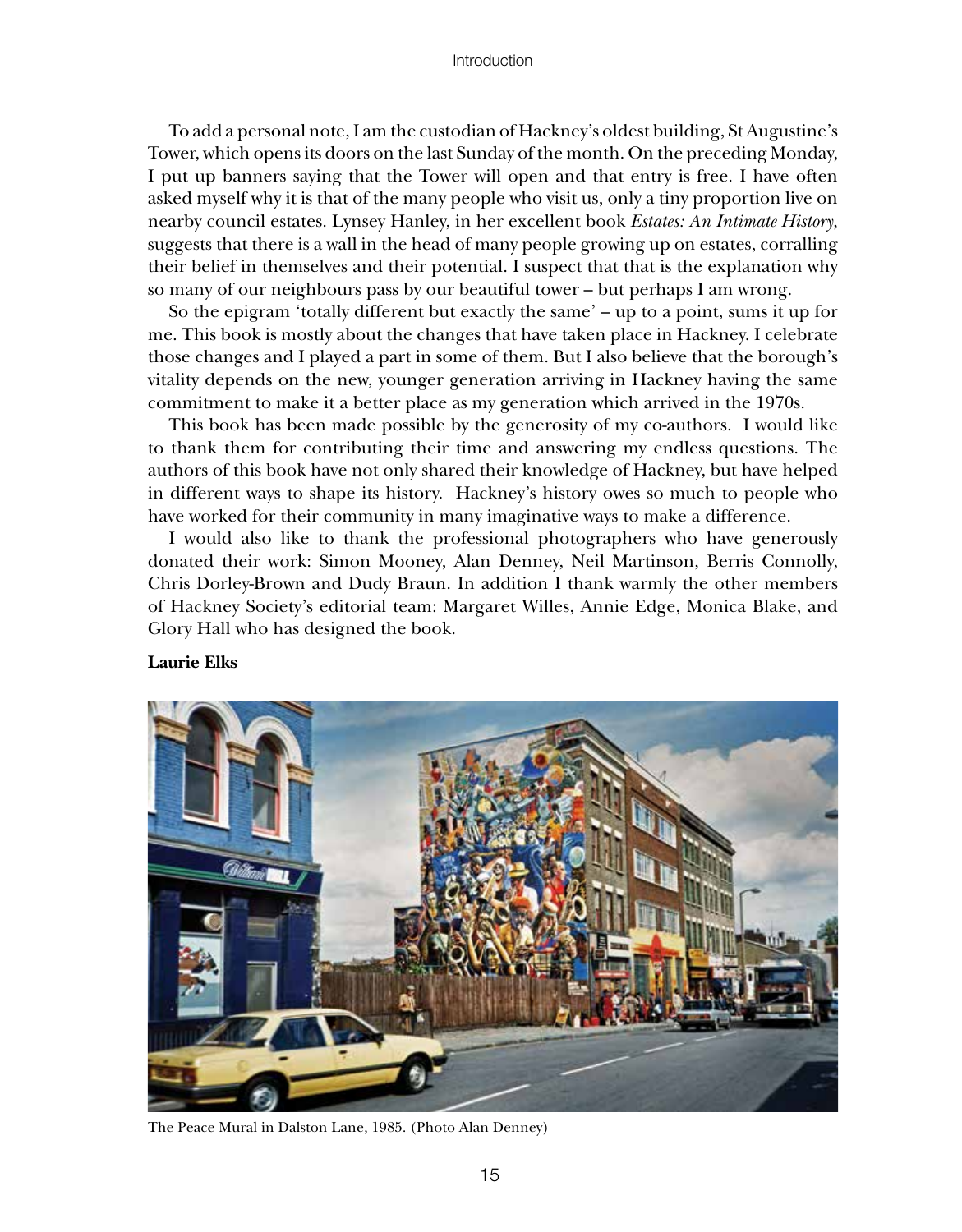To add a personal note, I am the custodian of Hackney's oldest building, St Augustine's Tower, which opens its doors on the last Sunday of the month. On the preceding Monday, I put up banners saying that the Tower will open and that entry is free. I have often asked myself why it is that of the many people who visit us, only a tiny proportion live on nearby council estates. Lynsey Hanley, in her excellent book *Estates: An Intimate History*, suggests that there is a wall in the head of many people growing up on estates, corralling their belief in themselves and their potential. I suspect that that is the explanation why so many of our neighbours pass by our beautiful tower – but perhaps I am wrong.

So the epigram 'totally different but exactly the same' – up to a point, sums it up for me. This book is mostly about the changes that have taken place in Hackney. I celebrate those changes and I played a part in some of them. But I also believe that the borough's vitality depends on the new, younger generation arriving in Hackney having the same commitment to make it a better place as my generation which arrived in the 1970s.

This book has been made possible by the generosity of my co-authors. I would like to thank them for contributing their time and answering my endless questions. The authors of this book have not only shared their knowledge of Hackney, but have helped in different ways to shape its history. Hackney's history owes so much to people who have worked for their community in many imaginative ways to make a difference.

I would also like to thank the professional photographers who have generously donated their work: Simon Mooney, Alan Denney, Neil Martinson, Berris Connolly, Chris Dorley-Brown and Dudy Braun. In addition I thank warmly the other members of Hackney Society's editorial team: Margaret Willes, Annie Edge, Monica Blake, and Glory Hall who has designed the book.

**Laurie Elks**

The Peace Mural in Dalston Lane, 1985. (Photo Alan Denney)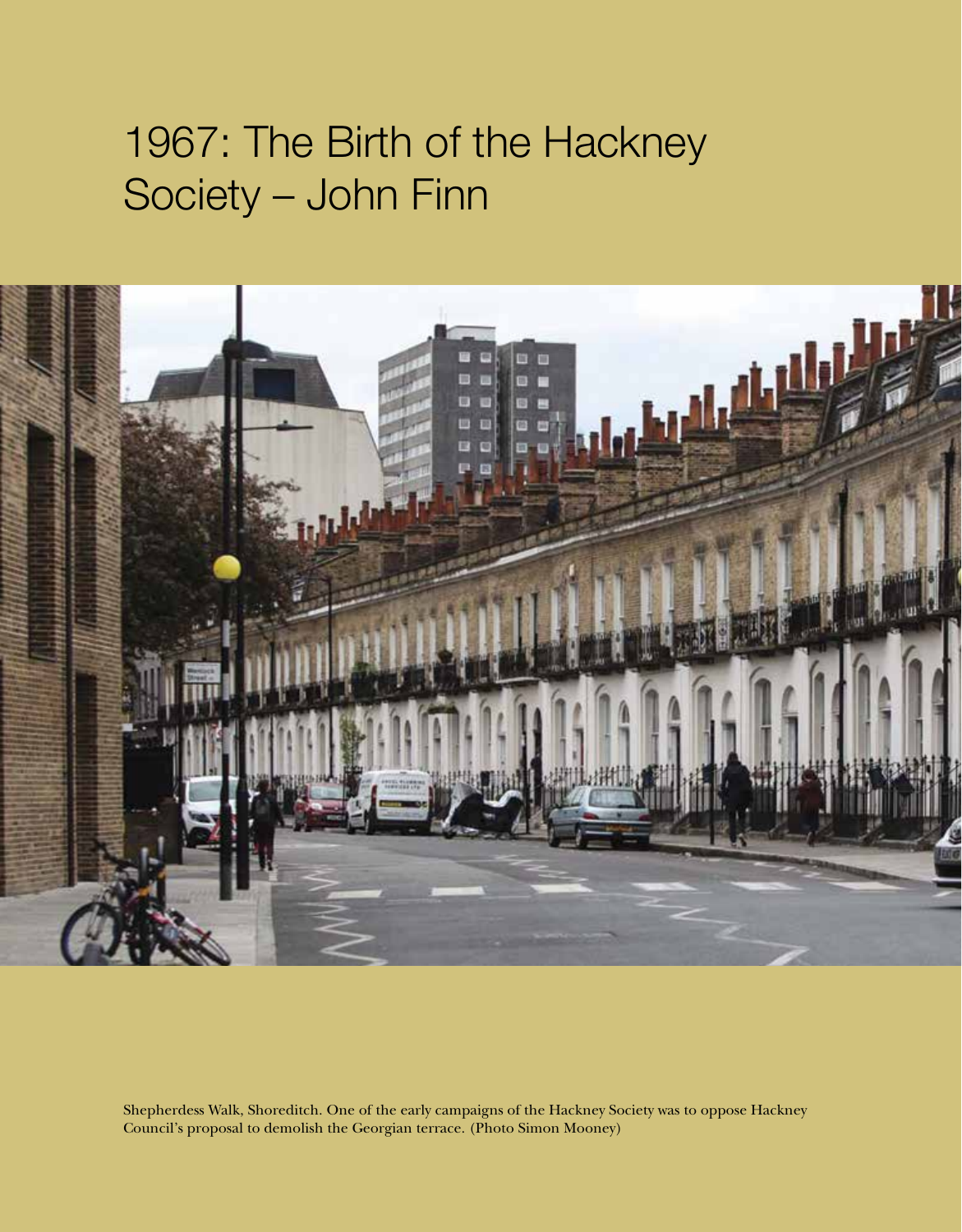# 1967: The Birth of the Hackney Society – John Finn

Shepherdess Walk, Shoreditch. One of the early campaigns of the Hackney Society was to oppose Hackney Council's proposal to demolish the Georgian terrace. (Photo Simon Mooney)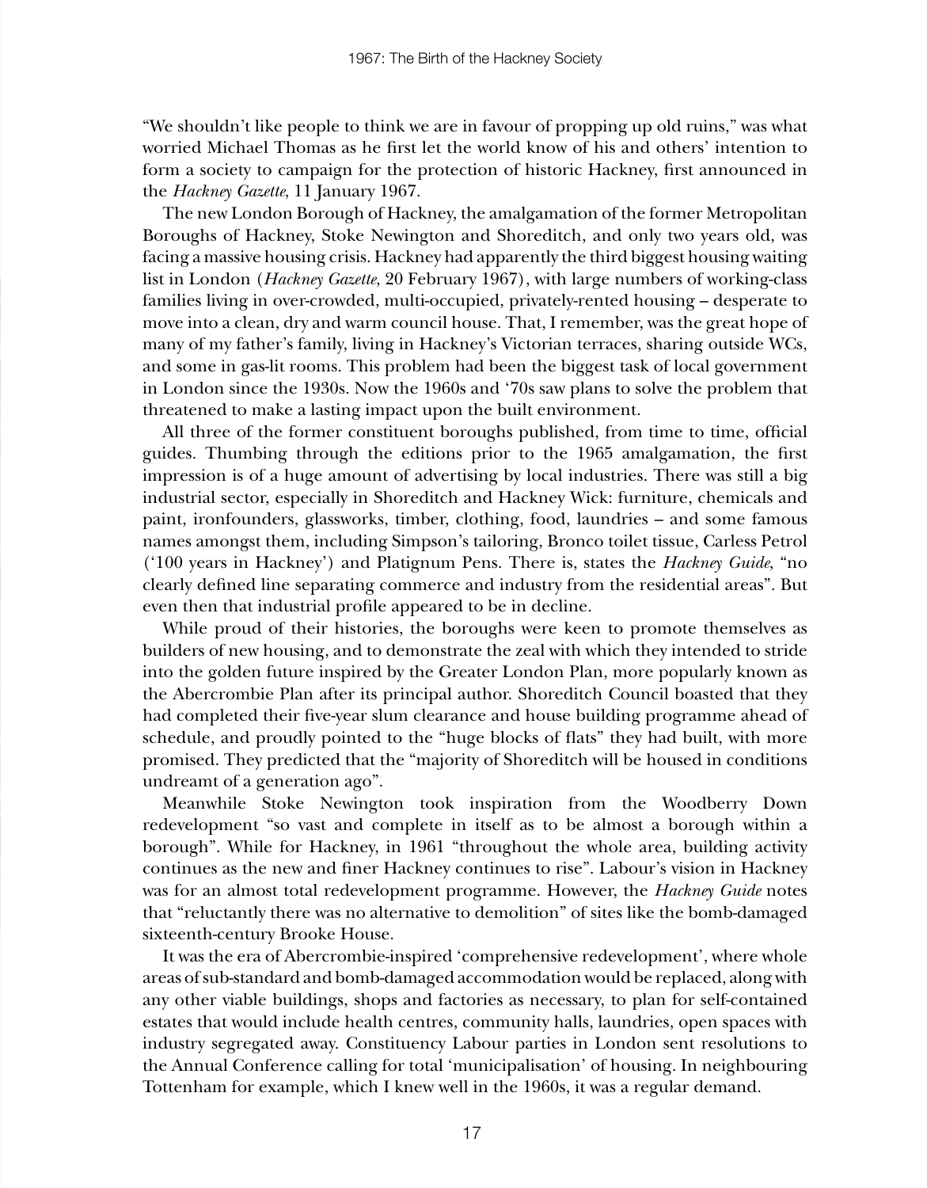"We shouldn't like people to think we are in favour of propping up old ruins," was what worried Michael Thomas as he first let the world know of his and others' intention to form a society to campaign for the protection of historic Hackney, first announced in the *Hackney Gazette*, 11 January 1967.

The new London Borough of Hackney, the amalgamation of the former Metropolitan Boroughs of Hackney, Stoke Newington and Shoreditch, and only two years old, was facing a massive housing crisis. Hackney had apparently the third biggest housing waiting list in London (*Hackney Gazette*, 20 February 1967), with large numbers of working-class families living in over-crowded, multi-occupied, privately-rented housing – desperate to move into a clean, dry and warm council house. That, I remember, was the great hope of many of my father's family, living in Hackney's Victorian terraces, sharing outside WCs, and some in gas-lit rooms. This problem had been the biggest task of local government in London since the 1930s. Now the 1960s and '70s saw plans to solve the problem that threatened to make a lasting impact upon the built environment.

All three of the former constituent boroughs published, from time to time, official guides. Thumbing through the editions prior to the 1965 amalgamation, the first impression is of a huge amount of advertising by local industries. There was still a big industrial sector, especially in Shoreditch and Hackney Wick: furniture, chemicals and paint, ironfounders, glassworks, timber, clothing, food, laundries – and some famous names amongst them, including Simpson's tailoring, Bronco toilet tissue, Carless Petrol ('100 years in Hackney') and Platignum Pens. There is, states the *Hackney Guide*, "no clearly defined line separating commerce and industry from the residential areas". But even then that industrial profile appeared to be in decline.

While proud of their histories, the boroughs were keen to promote themselves as builders of new housing, and to demonstrate the zeal with which they intended to stride into the golden future inspired by the Greater London Plan, more popularly known as the Abercrombie Plan after its principal author. Shoreditch Council boasted that they had completed their five-year slum clearance and house building programme ahead of schedule, and proudly pointed to the "huge blocks of flats" they had built, with more promised. They predicted that the "majority of Shoreditch will be housed in conditions undreamt of a generation ago".

Meanwhile Stoke Newington took inspiration from the Woodberry Down redevelopment "so vast and complete in itself as to be almost a borough within a borough". While for Hackney, in 1961 "throughout the whole area, building activity continues as the new and finer Hackney continues to rise". Labour's vision in Hackney was for an almost total redevelopment programme. However, the *Hackney Guide* notes that "reluctantly there was no alternative to demolition" of sites like the bomb-damaged sixteenth-century Brooke House.

It was the era of Abercrombie-inspired 'comprehensive redevelopment', where whole areas of sub-standard and bomb-damaged accommodation would be replaced, along with any other viable buildings, shops and factories as necessary, to plan for self-contained estates that would include health centres, community halls, laundries, open spaces with industry segregated away. Constituency Labour parties in London sent resolutions to the Annual Conference calling for total 'municipalisation' of housing. In neighbouring Tottenham for example, which I knew well in the 1960s, it was a regular demand.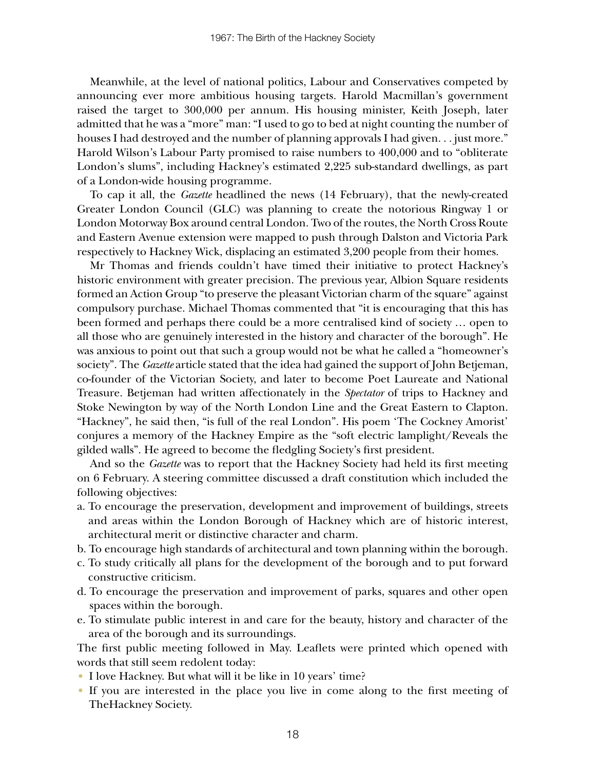Meanwhile, at the level of national politics, Labour and Conservatives competed by announcing ever more ambitious housing targets. Harold Macmillan's government raised the target to 300,000 per annum. His housing minister, Keith Joseph, later admitted that he was a "more" man: "I used to go to bed at night counting the number of houses I had destroyed and the number of planning approvals I had given. . . just more." Harold Wilson's Labour Party promised to raise numbers to 400,000 and to "obliterate London's slums", including Hackney's estimated 2,225 sub-standard dwellings, as part of a London-wide housing programme.

To cap it all, the *Gazette* headlined the news (14 February), that the newly-created Greater London Council (GLC) was planning to create the notorious Ringway 1 or London Motorway Box around central London. Two of the routes, the North Cross Route and Eastern Avenue extension were mapped to push through Dalston and Victoria Park respectively to Hackney Wick, displacing an estimated 3,200 people from their homes.

Mr Thomas and friends couldn't have timed their initiative to protect Hackney's historic environment with greater precision. The previous year, Albion Square residents formed an Action Group "to preserve the pleasant Victorian charm of the square" against compulsory purchase. Michael Thomas commented that "it is encouraging that this has been formed and perhaps there could be a more centralised kind of society … open to all those who are genuinely interested in the history and character of the borough". He was anxious to point out that such a group would not be what he called a "homeowner's society". The *Gazette* article stated that the idea had gained the support of John Betjeman, co-founder of the Victorian Society, and later to become Poet Laureate and National Treasure. Betjeman had written affectionately in the *Spectator* of trips to Hackney and Stoke Newington by way of the North London Line and the Great Eastern to Clapton. "Hackney", he said then, "is full of the real London". His poem 'The Cockney Amorist' conjures a memory of the Hackney Empire as the "soft electric lamplight/Reveals the gilded walls". He agreed to become the fledgling Society's first president.

And so the *Gazette* was to report that the Hackney Society had held its first meeting on 6 February. A steering committee discussed a draft constitution which included the following objectives:

a. To encourage the preservation, development and improvement of buildings, streets and areas within the London Borough of Hackney which are of historic interest, architectural merit or distinctive character and charm.
b. To encourage high standards of architectural and town planning within the borough.
c. To study critically all plans for the development of the borough and to put forward constructive criticism.
d. To encourage the preservation and improvement of parks, squares and other open spaces within the borough.
e. To stimulate public interest in and care for the beauty, history and character of the area of the borough and its surroundings.

The first public meeting followed in May. Leaflets were printed which opened with words that still seem redolent today:

- I love Hackney. But what will it be like in 10 years' time?
- If you are interested in the place you live in come along to the first meeting of TheHackney Society.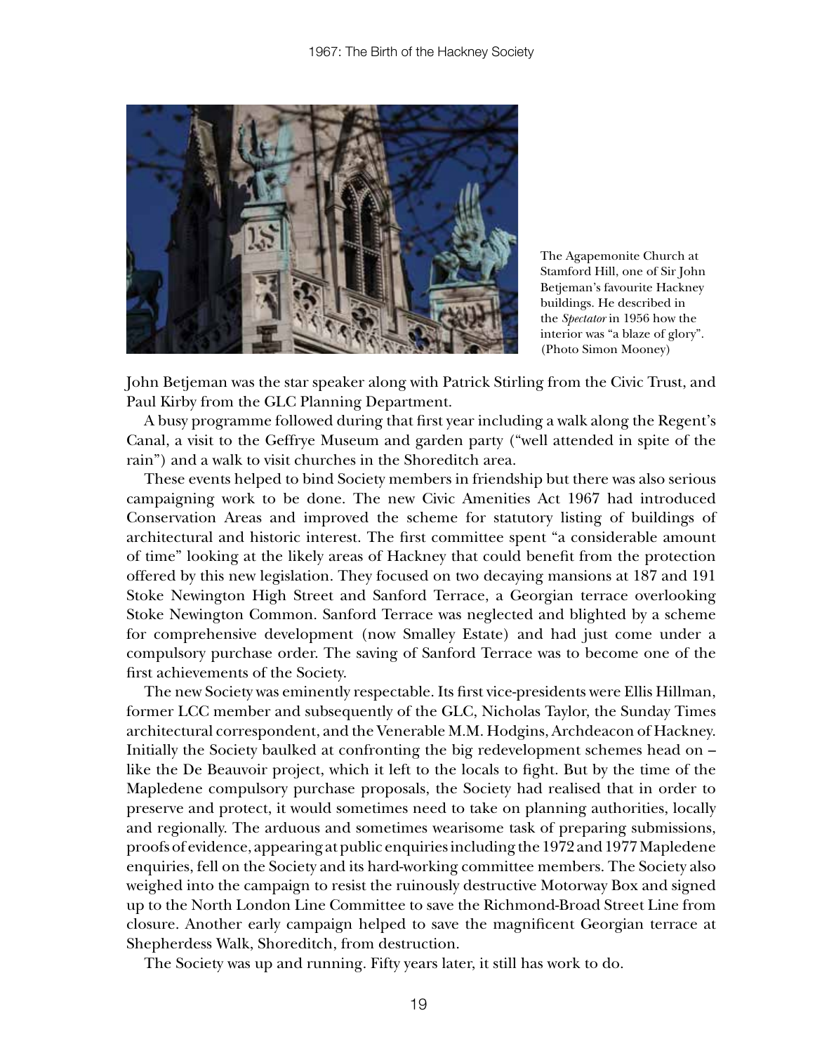The Agapemonite Church at Stamford Hill, one of Sir John Betjeman's favourite Hackney buildings. He described in the *Spectator* in 1956 how the interior was "a blaze of glory". (Photo Simon Mooney)

John Betjeman was the star speaker along with Patrick Stirling from the Civic Trust, and Paul Kirby from the GLC Planning Department.

A busy programme followed during that first year including a walk along the Regent's Canal, a visit to the Geffrye Museum and garden party ("well attended in spite of the rain") and a walk to visit churches in the Shoreditch area.

These events helped to bind Society members in friendship but there was also serious campaigning work to be done. The new Civic Amenities Act 1967 had introduced Conservation Areas and improved the scheme for statutory listing of buildings of architectural and historic interest. The first committee spent "a considerable amount of time" looking at the likely areas of Hackney that could benefit from the protection offered by this new legislation. They focused on two decaying mansions at 187 and 191 Stoke Newington High Street and Sanford Terrace, a Georgian terrace overlooking Stoke Newington Common. Sanford Terrace was neglected and blighted by a scheme for comprehensive development (now Smalley Estate) and had just come under a compulsory purchase order. The saving of Sanford Terrace was to become one of the first achievements of the Society.

The new Society was eminently respectable. Its first vice-presidents were Ellis Hillman, former LCC member and subsequently of the GLC, Nicholas Taylor, the Sunday Times architectural correspondent, and the Venerable M.M. Hodgins, Archdeacon of Hackney. Initially the Society baulked at confronting the big redevelopment schemes head on – like the De Beauvoir project, which it left to the locals to fight. But by the time of the Mapledene compulsory purchase proposals, the Society had realised that in order to preserve and protect, it would sometimes need to take on planning authorities, locally and regionally. The arduous and sometimes wearisome task of preparing submissions, proofs of evidence, appearing at public enquiries including the 1972 and 1977 Mapledene enquiries, fell on the Society and its hard-working committee members. The Society also weighed into the campaign to resist the ruinously destructive Motorway Box and signed up to the North London Line Committee to save the Richmond-Broad Street Line from closure. Another early campaign helped to save the magnificent Georgian terrace at Shepherdess Walk, Shoreditch, from destruction.

The Society was up and running. Fifty years later, it still has work to do.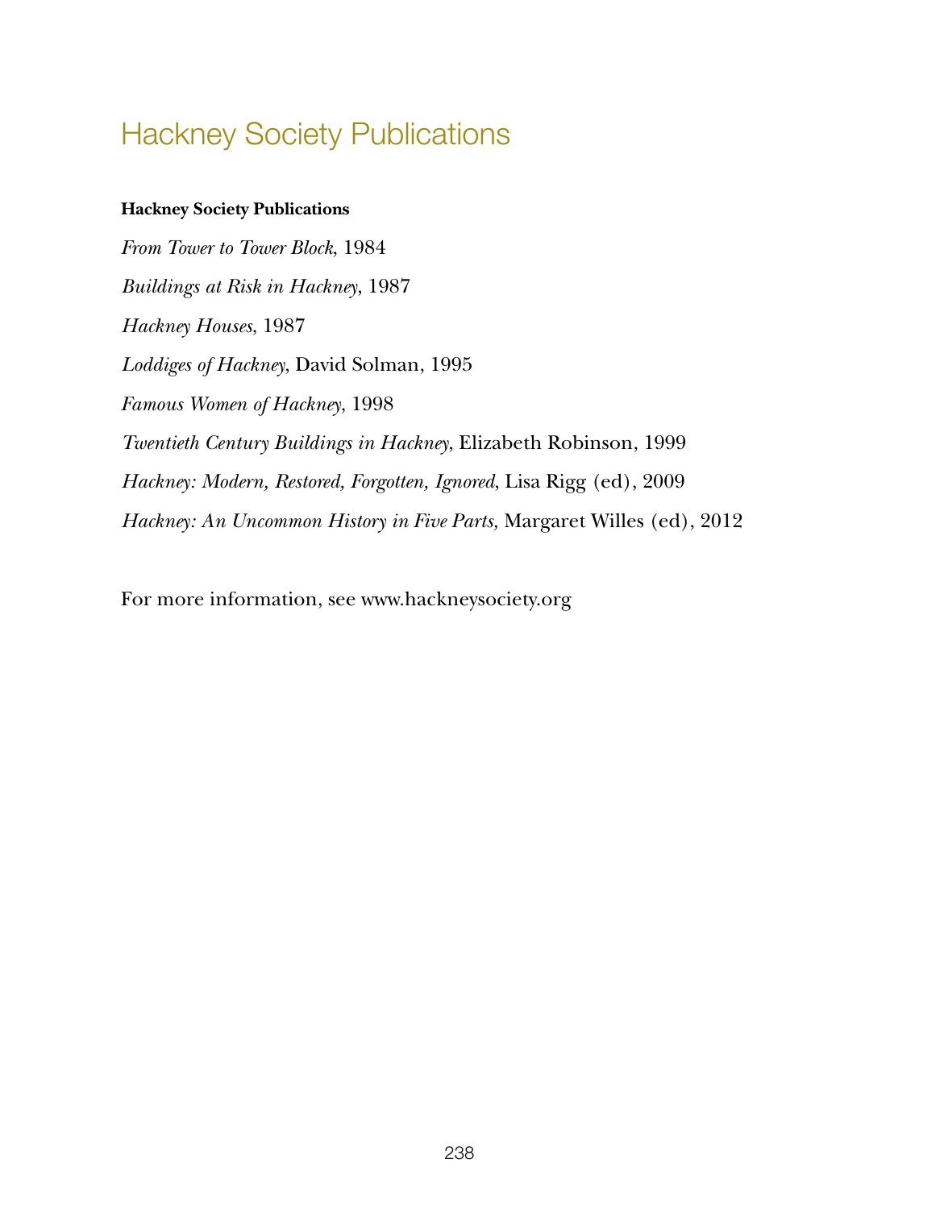# Hackney Society Publications

**Hackney Society Publications**

*From Tower to Tower Block*, 1984

*Buildings at Risk in Hackney*, 1987

*Hackney Houses*, 1987

*Loddiges of Hackney*, David Solman, 1995

*Famous Women of Hackney*, 1998

*Twentieth Century Buildings in Hackney*, Elizabeth Robinson, 1999

*Hackney: Modern, Restored, Forgotten, Ignored*, Lisa Rigg (ed), 2009

*Hackney: An Uncommon History in Five Parts,* Margaret Willes (ed), 2012

For more information, see www.hackneysociety.org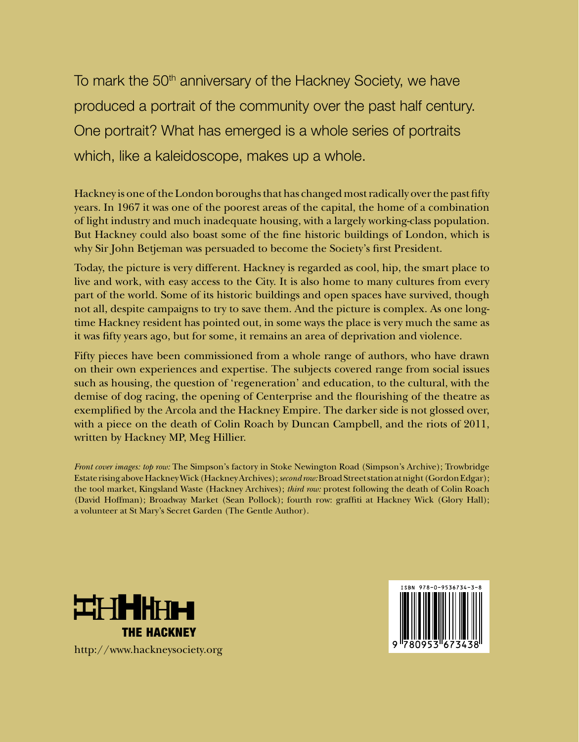To mark the 50th anniversary of the Hackney Society, we have produced a portrait of the community over the past half century. One portrait? What has emerged is a whole series of portraits which, like a kaleidoscope, makes up a whole.

Hackney is one of the London boroughs that has changed most radically over the past fifty years. In 1967 it was one of the poorest areas of the capital, the home of a combination of light industry and much inadequate housing, with a largely working-class population. But Hackney could also boast some of the fine historic buildings of London, which is why Sir John Betjeman was persuaded to become the Society's first President.

Today, the picture is very different. Hackney is regarded as cool, hip, the smart place to live and work, with easy access to the City. It is also home to many cultures from every part of the world. Some of its historic buildings and open spaces have survived, though not all, despite campaigns to try to save them. And the picture is complex. As one long-time Hackney resident has pointed out, in some ways the place is very much the same as it was fifty years ago, but for some, it remains an area of deprivation and violence.

Fifty pieces have been commissioned from a whole range of authors, who have drawn on their own experiences and expertise. The subjects covered range from social issues such as housing, the question of 'regeneration' and education, to the cultural, with the demise of dog racing, the opening of Centerprise and the flourishing of the theatre as exemplified by the Arcola and the Hackney Empire. The darker side is not glossed over, with a piece on the death of Colin Roach by Duncan Campbell, and the riots of 2011, written by Hackney MP, Meg Hillier.

*Front cover images: top row:* The Simpson's factory in Stoke Newington Road (Simpson's Archive); Trowbridge Estate rising above Hackney Wick (Hackney Archives); *second row:* Broad Street station at night (Gordon Edgar); the tool market, Kingsland Waste (Hackney Archives); *third row:* protest following the death of Colin Roach (David Hoffman); Broadway Market (Sean Pollock); fourth row: graffiti at Hackney Wick (Glory Hall); a volunteer at St Mary's Secret Garden (The Gentle Author).

THE HACKNEY

http://www.hackneysociety.org

ISBN 978-0-9536734-3-8

9 780953 673438